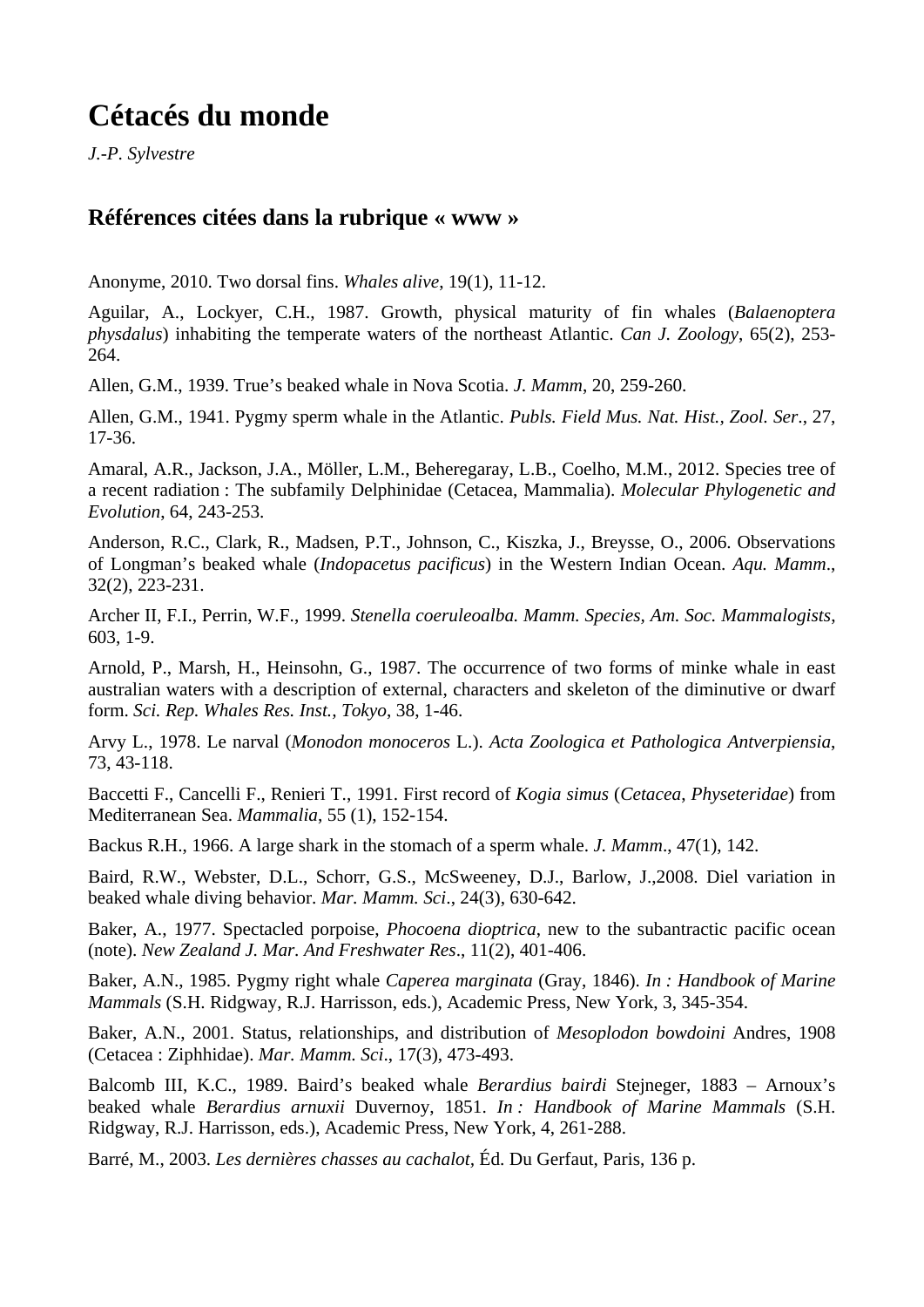# Cétacés du monde

*J.-P. Sylvestre*

## Références citées dans la rubrique « www »

Anonyme, 2010. Two dorsal fins. *Whales alive*, 19(1), 11-12.

Aguilar, A., Lockyer, C.H., 1987. Growth, physical maturity of fin whales (*Balaenoptera physdalus*) inhabiting the temperate waters of the northeast Atlantic. *Can J. Zoology*, 65(2), 253-264.

Allen, G.M., 1939. True's beaked whale in Nova Scotia. *J. Mamm*, 20, 259-260.

Allen, G.M., 1941. Pygmy sperm whale in the Atlantic. *Publs. Field Mus. Nat. Hist., Zool. Ser*., 27, 17-36.

Amaral, A.R., Jackson, J.A., Möller, L.M., Beheregaray, L.B., Coelho, M.M., 2012. Species tree of a recent radiation : The subfamily Delphinidae (Cetacea, Mammalia). *Molecular Phylogenetic and Evolution*, 64, 243-253.

Anderson, R.C., Clark, R., Madsen, P.T., Johnson, C., Kiszka, J., Breysse, O., 2006. Observations of Longman's beaked whale (*Indopacetus pacificus*) in the Western Indian Ocean. *Aqu. Mamm*., 32(2), 223-231.

Archer II, F.I., Perrin, W.F., 1999. *Stenella coeruleoalba. Mamm. Species, Am. Soc. Mammalogists*, 603, 1-9.

Arnold, P., Marsh, H., Heinsohn, G., 1987. The occurrence of two forms of minke whale in east australian waters with a description of external, characters and skeleton of the diminutive or dwarf form. *Sci. Rep. Whales Res. Inst., Tokyo*, 38, 1-46.

Arvy L., 1978. Le narval (*Monodon monoceros* L.). *Acta Zoologica et Pathologica Antverpiensia*, 73, 43-118.

Baccetti F., Cancelli F., Renieri T., 1991. First record of *Kogia simus* (*Cetacea*, *Physeteridae*) from Mediterranean Sea. *Mammalia*, 55 (1), 152-154.

Backus R.H., 1966. A large shark in the stomach of a sperm whale. *J. Mamm*., 47(1), 142.

Baird, R.W., Webster, D.L., Schorr, G.S., McSweeney, D.J., Barlow, J.,2008. Diel variation in beaked whale diving behavior. *Mar. Mamm. Sci*., 24(3), 630-642.

Baker, A., 1977. Spectacled porpoise, *Phocoena dioptrica*, new to the subantractic pacific ocean (note). *New Zealand J. Mar. And Freshwater Res*., 11(2), 401-406.

Baker, A.N., 1985. Pygmy right whale *Caperea marginata* (Gray, 1846). *In : Handbook of Marine Mammals* (S.H. Ridgway, R.J. Harrisson, eds.), Academic Press, New York, 3, 345-354.

Baker, A.N., 2001. Status, relationships, and distribution of *Mesoplodon bowdoini* Andres, 1908 (Cetacea : Ziphhidae). *Mar. Mamm. Sci*., 17(3), 473-493.

Balcomb III, K.C., 1989. Baird's beaked whale *Berardius bairdi* Stejneger, 1883 – Arnoux's beaked whale *Berardius arnuxii* Duvernoy, 1851. *In : Handbook of Marine Mammals* (S.H. Ridgway, R.J. Harrisson, eds.), Academic Press, New York, 4, 261-288.

Barré, M., 2003. *Les dernières chasses au cachalot*, Éd. Du Gerfaut, Paris, 136 p.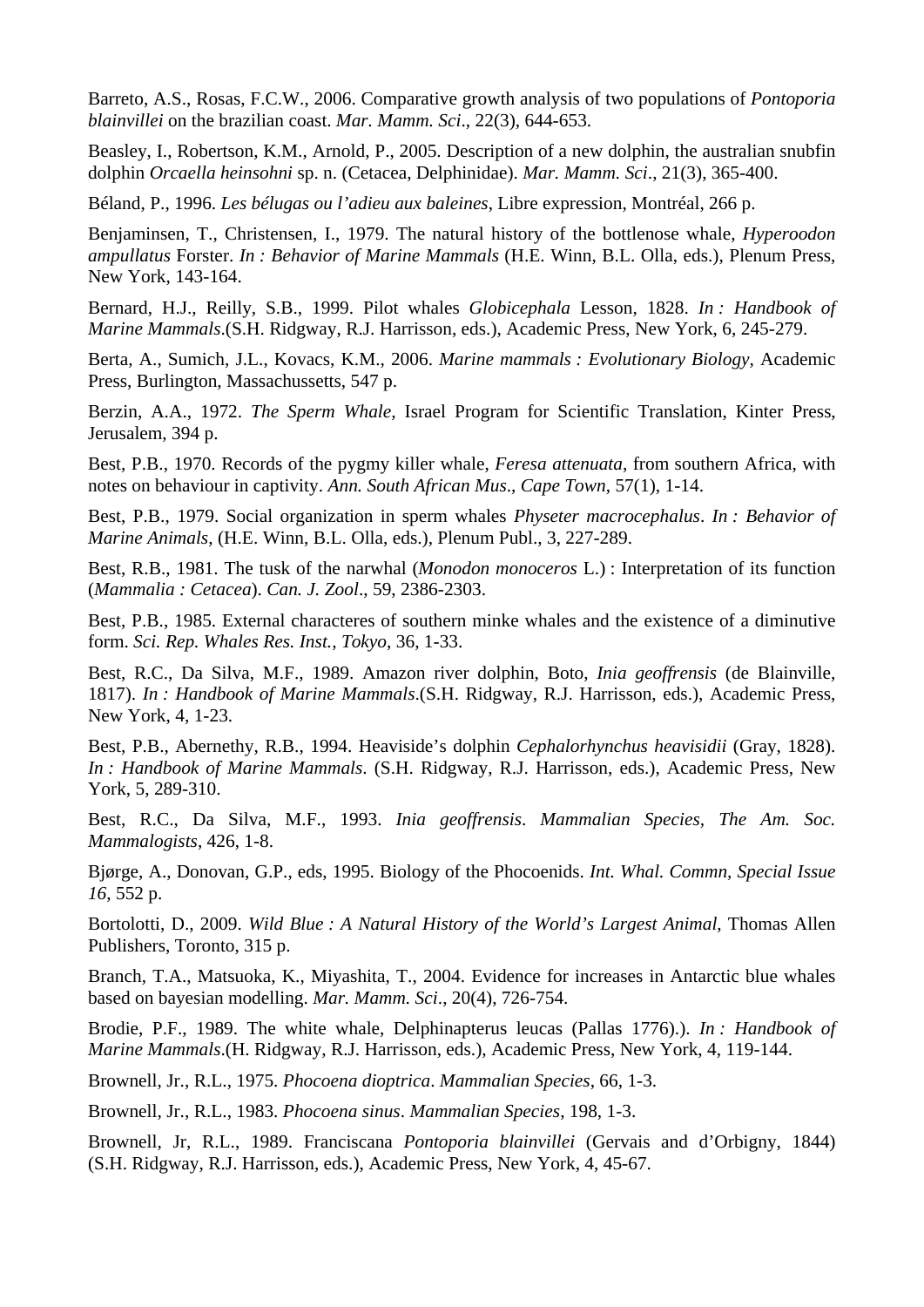Barreto, A.S., Rosas, F.C.W., 2006. Comparative growth analysis of two populations of *Pontoporia blainvillei* on the brazilian coast. *Mar. Mamm. Sci*., 22(3), 644-653.

Beasley, I., Robertson, K.M., Arnold, P., 2005. Description of a new dolphin, the australian snubfin dolphin *Orcaella heinsohni* sp. n. (Cetacea, Delphinidae). *Mar. Mamm. Sci*., 21(3), 365-400.

Béland, P., 1996. *Les bélugas ou l'adieu aux baleines*, Libre expression, Montréal, 266 p.

Benjaminsen, T., Christensen, I., 1979. The natural history of the bottlenose whale, *Hyperoodon ampullatus* Forster. *In : Behavior of Marine Mammals* (H.E. Winn, B.L. Olla, eds.), Plenum Press, New York, 143-164.

Bernard, H.J., Reilly, S.B., 1999. Pilot whales *Globicephala* Lesson, 1828. *In : Handbook of Marine Mammals*.(S.H. Ridgway, R.J. Harrisson, eds.), Academic Press, New York, 6, 245-279.

Berta, A., Sumich, J.L., Kovacs, K.M., 2006. *Marine mammals : Evolutionary Biology,* Academic Press, Burlington, Massachussetts, 547 p.

Berzin, A.A., 1972. *The Sperm Whale,* Israel Program for Scientific Translation, Kinter Press, Jerusalem, 394 p.

Best, P.B., 1970. Records of the pygmy killer whale, *Feresa attenuata*, from southern Africa, with notes on behaviour in captivity. *Ann. South African Mus*., *Cape Town*, 57(1), 1-14.

Best, P.B., 1979. Social organization in sperm whales *Physeter macrocephalus*. *In : Behavior of Marine Animals*, (H.E. Winn, B.L. Olla, eds.), Plenum Publ., 3, 227-289.

Best, R.B., 1981. The tusk of the narwhal (*Monodon monoceros* L.) : Interpretation of its function (*Mammalia : Cetacea*). *Can. J. Zool*., 59, 2386-2303.

Best, P.B., 1985. External characteres of southern minke whales and the existence of a diminutive form. *Sci. Rep. Whales Res. Inst., Tokyo*, 36, 1-33.

Best, R.C., Da Silva, M.F., 1989. Amazon river dolphin, Boto, *Inia geoffrensis* (de Blainville, 1817). *In : Handbook of Marine Mammals*.(S.H. Ridgway, R.J. Harrisson, eds.), Academic Press, New York, 4, 1-23.

Best, P.B., Abernethy, R.B., 1994. Heaviside's dolphin *Cephalorhynchus heavisidii* (Gray, 1828). *In : Handbook of Marine Mammals*. (S.H. Ridgway, R.J. Harrisson, eds.), Academic Press, New York, 5, 289-310.

Best, R.C., Da Silva, M.F., 1993. *Inia geoffrensis*. *Mammalian Species*, *The Am. Soc. Mammalogists*, 426, 1-8.

Bjørge, A., Donovan, G.P., eds, 1995. Biology of the Phocoenids. *Int. Whal. Commn, Special Issue 16*, 552 p.

Bortolotti, D., 2009. *Wild Blue : A Natural History of the World's Largest Animal*, Thomas Allen Publishers, Toronto, 315 p.

Branch, T.A., Matsuoka, K., Miyashita, T., 2004. Evidence for increases in Antarctic blue whales based on bayesian modelling. *Mar. Mamm. Sci*., 20(4), 726-754.

Brodie, P.F., 1989. The white whale, Delphinapterus leucas (Pallas 1776).). *In : Handbook of Marine Mammals*.(H. Ridgway, R.J. Harrisson, eds.), Academic Press, New York, 4, 119-144.

Brownell, Jr., R.L., 1975. *Phocoena dioptrica*. *Mammalian Species*, 66, 1-3.

Brownell, Jr., R.L., 1983. *Phocoena sinus*. *Mammalian Species*, 198, 1-3.

Brownell, Jr, R.L., 1989. Franciscana *Pontoporia blainvillei* (Gervais and d'Orbigny, 1844) (S.H. Ridgway, R.J. Harrisson, eds.), Academic Press, New York, 4, 45-67.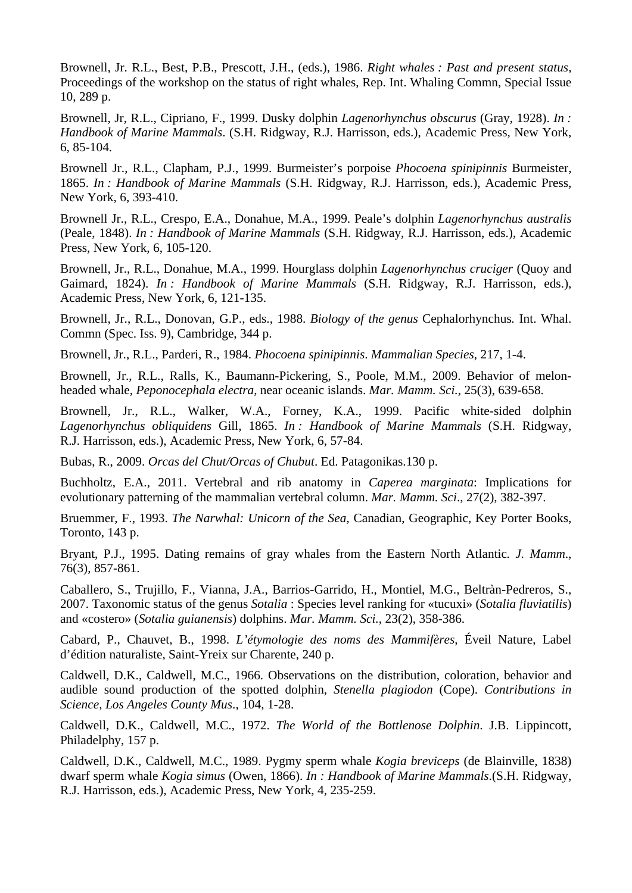Brownell, Jr. R.L., Best, P.B., Prescott, J.H., (eds.), 1986. *Right whales : Past and present status,* Proceedings of the workshop on the status of right whales, Rep. Int. Whaling Commn, Special Issue 10, 289 p.

Brownell, Jr, R.L., Cipriano, F., 1999. Dusky dolphin *Lagenorhynchus obscurus* (Gray, 1928). *In : Handbook of Marine Mammals*. (S.H. Ridgway, R.J. Harrisson, eds.), Academic Press, New York, 6, 85-104.

Brownell Jr., R.L., Clapham, P.J., 1999. Burmeister's porpoise *Phocoena spinipinnis* Burmeister, 1865. *In : Handbook of Marine Mammals* (S.H. Ridgway, R.J. Harrisson, eds.), Academic Press, New York, 6, 393-410.

Brownell Jr., R.L., Crespo, E.A., Donahue, M.A., 1999. Peale's dolphin *Lagenorhynchus australis* (Peale, 1848). *In : Handbook of Marine Mammals* (S.H. Ridgway, R.J. Harrisson, eds.), Academic Press, New York, 6, 105-120.

Brownell, Jr., R.L., Donahue, M.A., 1999. Hourglass dolphin *Lagenorhynchus cruciger* (Quoy and Gaimard, 1824). *In : Handbook of Marine Mammals* (S.H. Ridgway, R.J. Harrisson, eds.), Academic Press, New York, 6, 121-135.

Brownell, Jr., R.L., Donovan, G.P., eds., 1988. *Biology of the genus* Cephalorhynchus*.* Int. Whal. Commn (Spec. Iss. 9), Cambridge, 344 p.

Brownell, Jr., R.L., Parderi, R., 1984. *Phocoena spinipinnis*. *Mammalian Species*, 217, 1-4.

Brownell, Jr., R.L., Ralls, K., Baumann-Pickering, S., Poole, M.M., 2009. Behavior of melon-headed whale, *Peponocephala electra*, near oceanic islands. *Mar. Mamm. Sci.*, 25(3), 639-658.

Brownell, Jr., R.L., Walker, W.A., Forney, K.A., 1999. Pacific white-sided dolphin *Lagenorhynchus obliquidens* Gill, 1865. *In : Handbook of Marine Mammals* (S.H. Ridgway, R.J. Harrisson, eds.), Academic Press, New York, 6, 57-84.

Bubas, R., 2009. *Orcas del Chut/Orcas of Chubut*. Ed. Patagonikas.130 p.

Buchholtz, E.A., 2011. Vertebral and rib anatomy in *Caperea marginata*: Implications for evolutionary patterning of the mammalian vertebral column. *Mar. Mamm. Sci*., 27(2), 382-397.

Bruemmer, F., 1993. *The Narwhal: Unicorn of the Sea*, Canadian, Geographic, Key Porter Books, Toronto, 143 p.

Bryant, P.J., 1995. Dating remains of gray whales from the Eastern North Atlantic*. J. Mamm*., 76(3), 857-861.

Caballero, S., Trujillo, F., Vianna, J.A., Barrios-Garrido, H., Montiel, M.G., Beltràn-Pedreros, S., 2007. Taxonomic status of the genus *Sotalia* : Species level ranking for «tucuxi» (*Sotalia fluviatilis*) and «costero» (*Sotalia guianensis*) dolphins. *Mar. Mamm. Sci.*, 23(2), 358-386.

Cabard, P., Chauvet, B., 1998. *L'étymologie des noms des Mammifères*, Éveil Nature, Label d'édition naturaliste, Saint-Yreix sur Charente, 240 p.

Caldwell, D.K., Caldwell, M.C., 1966. Observations on the distribution, coloration, behavior and audible sound production of the spotted dolphin, *Stenella plagiodon* (Cope). *Contributions in Science, Los Angeles County Mus*., 104, 1-28.

Caldwell, D.K., Caldwell, M.C., 1972. *The World of the Bottlenose Dolphin*. J.B. Lippincott, Philadelphy, 157 p.

Caldwell, D.K., Caldwell, M.C., 1989. Pygmy sperm whale *Kogia breviceps* (de Blainville, 1838) dwarf sperm whale *Kogia simus* (Owen, 1866). *In : Handbook of Marine Mammals*.(S.H. Ridgway, R.J. Harrisson, eds.), Academic Press, New York, 4, 235-259.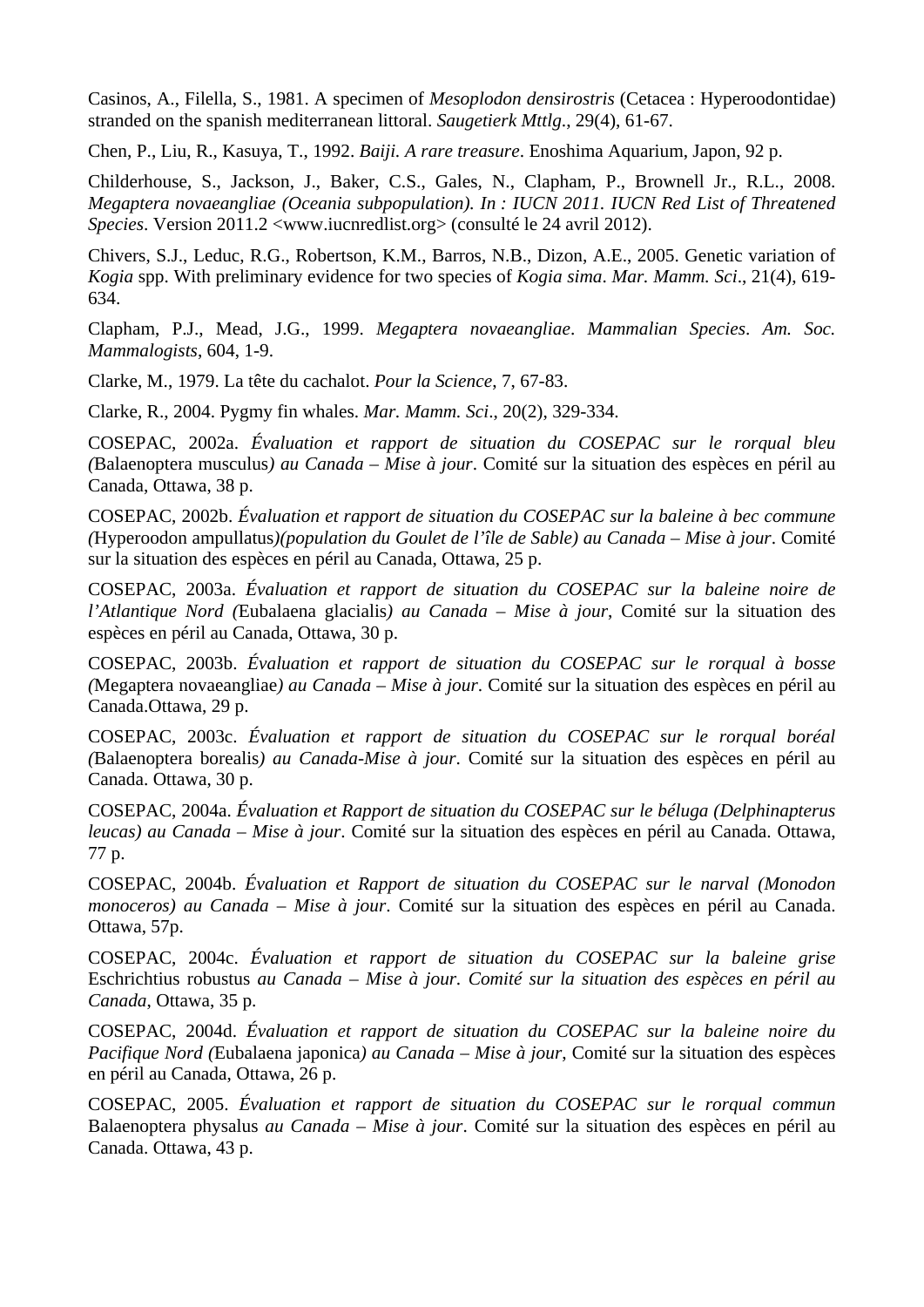Casinos, A., Filella, S., 1981. A specimen of *Mesoplodon densirostris* (Cetacea : Hyperoodontidae) stranded on the spanish mediterranean littoral. *Saugetierk Mttlg*., 29(4), 61-67.

Chen, P., Liu, R., Kasuya, T., 1992. *Baiji. A rare treasure*. Enoshima Aquarium, Japon, 92 p.

Childerhouse, S., Jackson, J., Baker, C.S., Gales, N., Clapham, P., Brownell Jr., R.L., 2008. *Megaptera novaeangliae (Oceania subpopulation). In : IUCN 2011. IUCN Red List of Threatened Species*. Version 2011.2 <www.iucnredlist.org> (consulté le 24 avril 2012).

Chivers, S.J., Leduc, R.G., Robertson, K.M., Barros, N.B., Dizon, A.E., 2005. Genetic variation of *Kogia* spp. With preliminary evidence for two species of *Kogia sima*. *Mar. Mamm. Sci*., 21(4), 619-634.

Clapham, P.J., Mead, J.G., 1999. *Megaptera novaeangliae*. *Mammalian Species*. *Am. Soc. Mammalogists*, 604, 1-9.

Clarke, M., 1979. La tête du cachalot. *Pour la Science*, 7, 67-83.

Clarke, R., 2004. Pygmy fin whales. *Mar. Mamm. Sci*., 20(2), 329-334.

COSEPAC, 2002a. *Évaluation et rapport de situation du COSEPAC sur le rorqual bleu (*Balaenoptera musculus*) au Canada – Mise à jour*. Comité sur la situation des espèces en péril au Canada, Ottawa, 38 p.

COSEPAC, 2002b. *Évaluation et rapport de situation du COSEPAC sur la baleine à bec commune (*Hyperoodon ampullatus*)(population du Goulet de l'île de Sable) au Canada – Mise à jour*. Comité sur la situation des espèces en péril au Canada, Ottawa, 25 p.

COSEPAC, 2003a. *Évaluation et rapport de situation du COSEPAC sur la baleine noire de l'Atlantique Nord (*Eubalaena glacialis*) au Canada – Mise à jour*, Comité sur la situation des espèces en péril au Canada, Ottawa, 30 p.

COSEPAC, 2003b. *Évaluation et rapport de situation du COSEPAC sur le rorqual à bosse (*Megaptera novaeangliae*) au Canada – Mise à jour*. Comité sur la situation des espèces en péril au Canada.Ottawa, 29 p.

COSEPAC, 2003c. *Évaluation et rapport de situation du COSEPAC sur le rorqual boréal (*Balaenoptera borealis*) au Canada-Mise à jour*. Comité sur la situation des espèces en péril au Canada. Ottawa, 30 p.

COSEPAC, 2004a. *Évaluation et Rapport de situation du COSEPAC sur le béluga (Delphinapterus leucas) au Canada – Mise à jour*. Comité sur la situation des espèces en péril au Canada. Ottawa, 77 p.

COSEPAC, 2004b. *Évaluation et Rapport de situation du COSEPAC sur le narval (Monodon monoceros) au Canada – Mise à jour*. Comité sur la situation des espèces en péril au Canada. Ottawa, 57p.

COSEPAC, 2004c. *Évaluation et rapport de situation du COSEPAC sur la baleine grise* Eschrichtius robustus *au Canada – Mise à jour. Comité sur la situation des espèces en péril au Canada*, Ottawa, 35 p.

COSEPAC, 2004d. *Évaluation et rapport de situation du COSEPAC sur la baleine noire du Pacifique Nord (*Eubalaena japonica*) au Canada – Mise à jour*, Comité sur la situation des espèces en péril au Canada, Ottawa, 26 p.

COSEPAC, 2005. *Évaluation et rapport de situation du COSEPAC sur le rorqual commun* Balaenoptera physalus *au Canada – Mise à jour*. Comité sur la situation des espèces en péril au Canada. Ottawa, 43 p.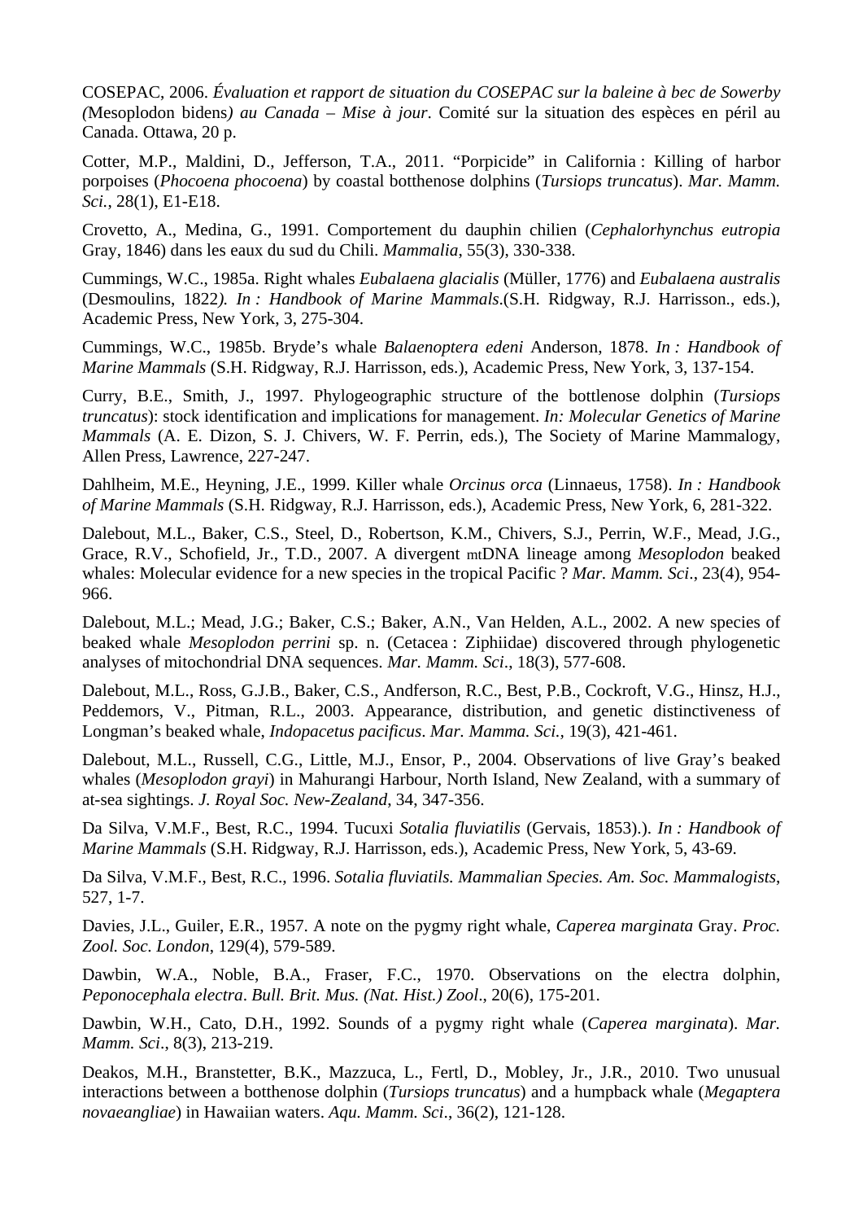COSEPAC, 2006. *Évaluation et rapport de situation du COSEPAC sur la baleine à bec de Sowerby (*Mesoplodon bidens*) au Canada – Mise à jour*. Comité sur la situation des espèces en péril au Canada. Ottawa, 20 p.

Cotter, M.P., Maldini, D., Jefferson, T.A., 2011. "Porpicide" in California : Killing of harbor porpoises (*Phocoena phocoena*) by coastal botthenose dolphins (*Tursiops truncatus*). *Mar. Mamm. Sci.*, 28(1), E1-E18.

Crovetto, A., Medina, G., 1991. Comportement du dauphin chilien (*Cephalorhynchus eutropia* Gray, 1846) dans les eaux du sud du Chili. *Mammalia*, 55(3), 330-338.

Cummings, W.C., 1985a. Right whales *Eubalaena glacialis* (Müller, 1776) and *Eubalaena australis* (Desmoulins, 1822*). In : Handbook of Marine Mammals*.(S.H. Ridgway, R.J. Harrisson., eds.), Academic Press, New York, 3, 275-304.

Cummings, W.C., 1985b. Bryde's whale *Balaenoptera edeni* Anderson, 1878. *In : Handbook of Marine Mammals* (S.H. Ridgway, R.J. Harrisson, eds.), Academic Press, New York, 3, 137-154.

Curry, B.E., Smith, J., 1997. Phylogeographic structure of the bottlenose dolphin (*Tursiops truncatus*): stock identification and implications for management. *In: Molecular Genetics of Marine Mammals* (A. E. Dizon, S. J. Chivers, W. F. Perrin, eds.), The Society of Marine Mammalogy, Allen Press, Lawrence, 227-247.

Dahlheim, M.E., Heyning, J.E., 1999. Killer whale *Orcinus orca* (Linnaeus, 1758). *In : Handbook of Marine Mammals* (S.H. Ridgway, R.J. Harrisson, eds.), Academic Press, New York, 6, 281-322.

Dalebout, M.L., Baker, C.S., Steel, D., Robertson, K.M., Chivers, S.J., Perrin, W.F., Mead, J.G., Grace, R.V., Schofield, Jr., T.D., 2007. A divergent mtDNA lineage among *Mesoplodon* beaked whales: Molecular evidence for a new species in the tropical Pacific ? *Mar. Mamm. Sci*., 23(4), 954-966.

Dalebout, M.L.; Mead, J.G.; Baker, C.S.; Baker, A.N., Van Helden, A.L., 2002. A new species of beaked whale *Mesoplodon perrini* sp. n. (Cetacea : Ziphiidae) discovered through phylogenetic analyses of mitochondrial DNA sequences. *Mar. Mamm. Sci*., 18(3), 577-608.

Dalebout, M.L., Ross, G.J.B., Baker, C.S., Andferson, R.C., Best, P.B., Cockroft, V.G., Hinsz, H.J., Peddemors, V., Pitman, R.L., 2003. Appearance, distribution, and genetic distinctiveness of Longman's beaked whale, *Indopacetus pacificus*. *Mar. Mamma. Sci.*, 19(3), 421-461.

Dalebout, M.L., Russell, C.G., Little, M.J., Ensor, P., 2004. Observations of live Gray's beaked whales (*Mesoplodon grayi*) in Mahurangi Harbour, North Island, New Zealand, with a summary of at-sea sightings. *J. Royal Soc. New-Zealand*, 34, 347-356.

Da Silva, V.M.F., Best, R.C., 1994. Tucuxi *Sotalia fluviatilis* (Gervais, 1853).). *In : Handbook of Marine Mammals* (S.H. Ridgway, R.J. Harrisson, eds.), Academic Press, New York, 5, 43-69.

Da Silva, V.M.F., Best, R.C., 1996. *Sotalia fluviatils. Mammalian Species. Am. Soc. Mammalogists*, 527, 1-7.

Davies, J.L., Guiler, E.R., 1957. A note on the pygmy right whale, *Caperea marginata* Gray. *Proc. Zool. Soc. London*, 129(4), 579-589.

Dawbin, W.A., Noble, B.A., Fraser, F.C., 1970. Observations on the electra dolphin, *Peponocephala electra*. *Bull. Brit. Mus. (Nat. Hist.) Zool*., 20(6), 175-201.

Dawbin, W.H., Cato, D.H., 1992. Sounds of a pygmy right whale (*Caperea marginata*). *Mar. Mamm. Sci*., 8(3), 213-219.

Deakos, M.H., Branstetter, B.K., Mazzuca, L., Fertl, D., Mobley, Jr., J.R., 2010. Two unusual interactions between a botthenose dolphin (*Tursiops truncatus*) and a humpback whale (*Megaptera novaeangliae*) in Hawaiian waters. *Aqu. Mamm. Sci*., 36(2), 121-128.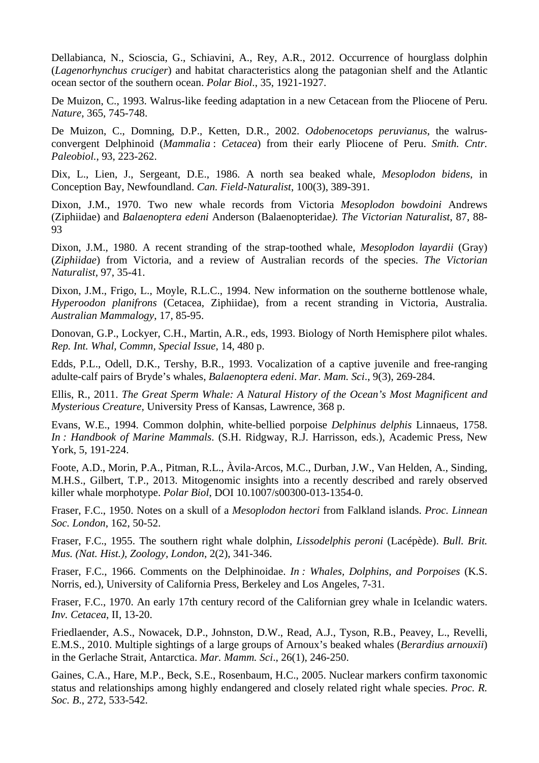Dellabianca, N., Scioscia, G., Schiavini, A., Rey, A.R., 2012. Occurrence of hourglass dolphin (*Lagenorhynchus cruciger*) and habitat characteristics along the patagonian shelf and the Atlantic ocean sector of the southern ocean. *Polar Biol*., 35, 1921-1927.

De Muizon, C., 1993. Walrus-like feeding adaptation in a new Cetacean from the Pliocene of Peru. *Nature*, 365, 745-748.

De Muizon, C., Domning, D.P., Ketten, D.R., 2002. *Odobenocetops peruvianus*, the walrus-convergent Delphinoid (*Mammalia* : *Cetacea*) from their early Pliocene of Peru. *Smith. Cntr. Paleobiol.*, 93, 223-262.

Dix, L., Lien, J., Sergeant, D.E., 1986. A north sea beaked whale, *Mesoplodon bidens*, in Conception Bay, Newfoundland. *Can. Field-Naturalist*, 100(3), 389-391.

Dixon, J.M., 1970. Two new whale records from Victoria *Mesoplodon bowdoini* Andrews (Ziphiidae) and *Balaenoptera edeni* Anderson (Balaenopteridae*). The Victorian Naturalist*, 87, 88-93

Dixon, J.M., 1980. A recent stranding of the strap-toothed whale, *Mesoplodon layardii* (Gray) (*Ziphiidae*) from Victoria, and a review of Australian records of the species. *The Victorian Naturalist*, 97, 35-41.

Dixon, J.M., Frigo, L., Moyle, R.L.C., 1994. New information on the southerne bottlenose whale, *Hyperoodon planifrons* (Cetacea, Ziphiidae), from a recent stranding in Victoria, Australia. *Australian Mammalogy*, 17, 85-95.

Donovan, G.P., Lockyer, C.H., Martin, A.R., eds, 1993. Biology of North Hemisphere pilot whales. *Rep. Int. Whal, Commn, Special Issue*, 14, 480 p.

Edds, P.L., Odell, D.K., Tershy, B.R., 1993. Vocalization of a captive juvenile and free-ranging adulte-calf pairs of Bryde's whales, *Balaenoptera edeni*. *Mar. Mam. Sci*., 9(3), 269-284.

Ellis, R., 2011. *The Great Sperm Whale: A Natural History of the Ocean's Most Magnificent and Mysterious Creature*, University Press of Kansas, Lawrence, 368 p.

Evans, W.E., 1994. Common dolphin, white-bellied porpoise *Delphinus delphis* Linnaeus, 1758. *In : Handbook of Marine Mammals*. (S.H. Ridgway, R.J. Harrisson, eds.), Academic Press, New York, 5, 191-224.

Foote, A.D., Morin, P.A., Pitman, R.L., Àvila-Arcos, M.C., Durban, J.W., Van Helden, A., Sinding, M.H.S., Gilbert, T.P., 2013. Mitogenomic insights into a recently described and rarely observed killer whale morphotype. *Polar Biol*, DOI 10.1007/s00300-013-1354-0.

Fraser, F.C., 1950. Notes on a skull of a *Mesoplodon hectori* from Falkland islands. *Proc. Linnean Soc. London*, 162, 50-52.

Fraser, F.C., 1955. The southern right whale dolphin, *Lissodelphis peroni* (Lacépède). *Bull. Brit. Mus. (Nat. Hist.), Zoology, London*, 2(2), 341-346.

Fraser, F.C., 1966. Comments on the Delphinoidae. *In : Whales, Dolphins, and Porpoises* (K.S. Norris, ed.), University of California Press, Berkeley and Los Angeles, 7-31.

Fraser, F.C., 1970. An early 17th century record of the Californian grey whale in Icelandic waters. *Inv. Cetacea*, II, 13-20.

Friedlaender, A.S., Nowacek, D.P., Johnston, D.W., Read, A.J., Tyson, R.B., Peavey, L., Revelli, E.M.S., 2010. Multiple sightings of a large groups of Arnoux's beaked whales (*Berardius arnouxii*) in the Gerlache Strait, Antarctica. *Mar. Mamm. Sci*., 26(1), 246-250.

Gaines, C.A., Hare, M.P., Beck, S.E., Rosenbaum, H.C., 2005. Nuclear markers confirm taxonomic status and relationships among highly endangered and closely related right whale species. *Proc. R. Soc. B*., 272, 533-542.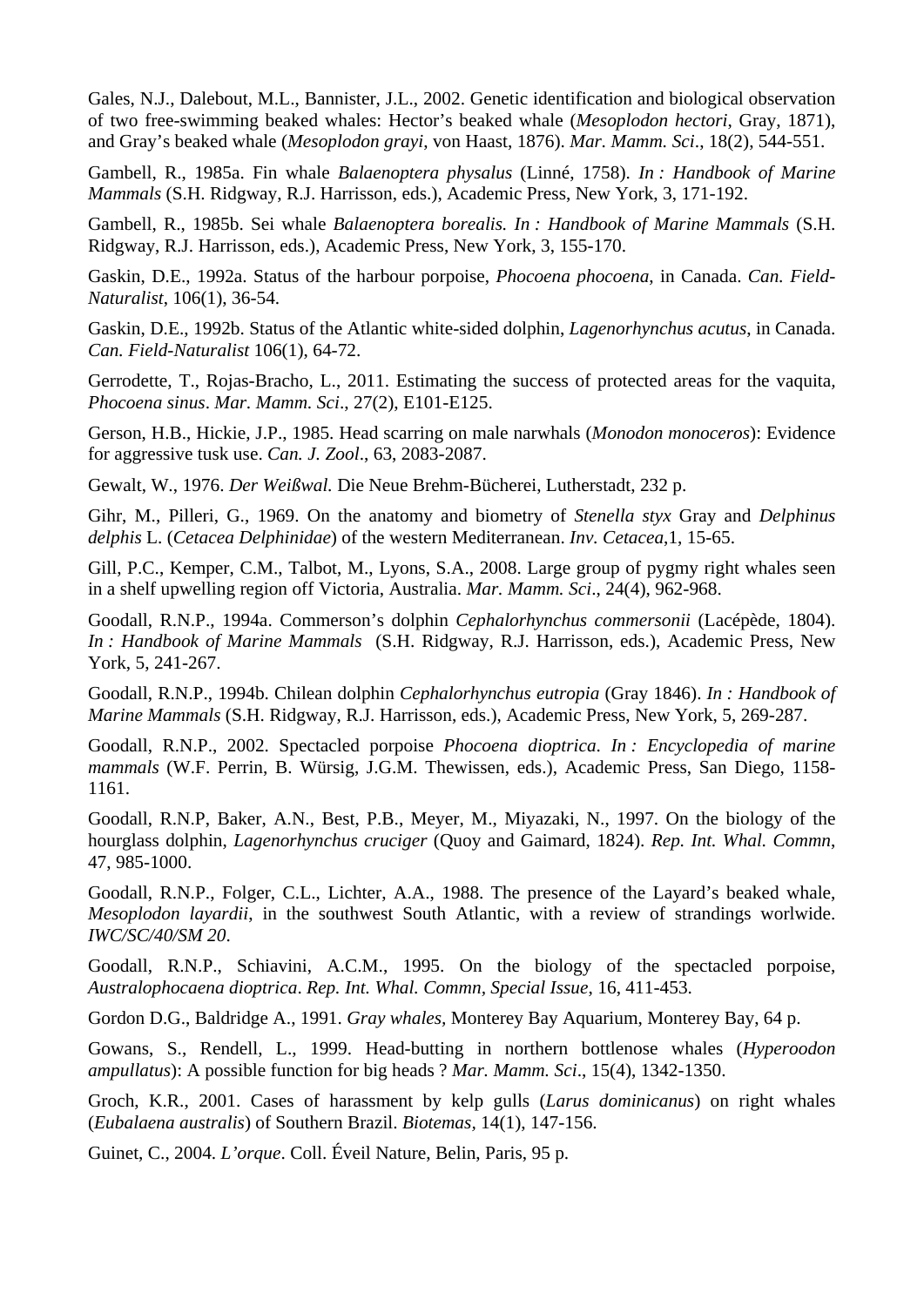Gales, N.J., Dalebout, M.L., Bannister, J.L., 2002. Genetic identification and biological observation of two free-swimming beaked whales: Hector's beaked whale (*Mesoplodon hectori*, Gray, 1871), and Gray's beaked whale (*Mesoplodon grayi*, von Haast, 1876). *Mar. Mamm. Sci*., 18(2), 544-551.

Gambell, R., 1985a. Fin whale *Balaenoptera physalus* (Linné, 1758). *In : Handbook of Marine Mammals* (S.H. Ridgway, R.J. Harrisson, eds.), Academic Press, New York, 3, 171-192.

Gambell, R., 1985b. Sei whale *Balaenoptera borealis. In : Handbook of Marine Mammals* (S.H. Ridgway, R.J. Harrisson, eds.), Academic Press, New York, 3, 155-170.

Gaskin, D.E., 1992a. Status of the harbour porpoise, *Phocoena phocoena*, in Canada. *Can. Field-Naturalist*, 106(1), 36-54.

Gaskin, D.E., 1992b. Status of the Atlantic white-sided dolphin, *Lagenorhynchus acutus*, in Canada. *Can. Field-Naturalist* 106(1), 64-72.

Gerrodette, T., Rojas-Bracho, L., 2011. Estimating the success of protected areas for the vaquita, *Phocoena sinus*. *Mar. Mamm. Sci*., 27(2), E101-E125.

Gerson, H.B., Hickie, J.P., 1985. Head scarring on male narwhals (*Monodon monoceros*): Evidence for aggressive tusk use. *Can. J. Zool*., 63, 2083-2087.

Gewalt, W., 1976. *Der Weißwal.* Die Neue Brehm-Bücherei, Lutherstadt, 232 p.

Gihr, M., Pilleri, G., 1969. On the anatomy and biometry of *Stenella styx* Gray and *Delphinus delphis* L. (*Cetacea Delphinidae*) of the western Mediterranean. *Inv. Cetacea*,1, 15-65.

Gill, P.C., Kemper, C.M., Talbot, M., Lyons, S.A., 2008. Large group of pygmy right whales seen in a shelf upwelling region off Victoria, Australia. *Mar. Mamm. Sci*., 24(4), 962-968.

Goodall, R.N.P., 1994a. Commerson's dolphin *Cephalorhynchus commersonii* (Lacépède, 1804). *In : Handbook of Marine Mammals* (S.H. Ridgway, R.J. Harrisson, eds.), Academic Press, New York, 5, 241-267.

Goodall, R.N.P., 1994b. Chilean dolphin *Cephalorhynchus eutropia* (Gray 1846). *In : Handbook of Marine Mammals* (S.H. Ridgway, R.J. Harrisson, eds.), Academic Press, New York, 5, 269-287.

Goodall, R.N.P., 2002. Spectacled porpoise *Phocoena dioptrica*. *In : Encyclopedia of marine mammals* (W.F. Perrin, B. Würsig, J.G.M. Thewissen, eds.), Academic Press, San Diego, 1158-1161.

Goodall, R.N.P, Baker, A.N., Best, P.B., Meyer, M., Miyazaki, N., 1997. On the biology of the hourglass dolphin, *Lagenorhynchus cruciger* (Quoy and Gaimard, 1824). *Rep. Int. Whal. Commn*, 47, 985-1000.

Goodall, R.N.P., Folger, C.L., Lichter, A.A., 1988. The presence of the Layard's beaked whale, *Mesoplodon layardii*, in the southwest South Atlantic, with a review of strandings worlwide. *IWC/SC/40/SM 20*.

Goodall, R.N.P., Schiavini, A.C.M., 1995. On the biology of the spectacled porpoise, *Australophocaena dioptrica*. *Rep. Int. Whal. Commn, Special Issue*, 16, 411-453.

Gordon D.G., Baldridge A., 1991. *Gray whales*, Monterey Bay Aquarium, Monterey Bay, 64 p.

Gowans, S., Rendell, L., 1999. Head-butting in northern bottlenose whales (*Hyperoodon ampullatus*): A possible function for big heads ? *Mar. Mamm. Sci*., 15(4), 1342-1350.

Groch, K.R., 2001. Cases of harassment by kelp gulls (*Larus dominicanus*) on right whales (*Eubalaena australis*) of Southern Brazil. *Biotemas*, 14(1), 147-156.

Guinet, C., 2004. *L'orque*. Coll. Éveil Nature, Belin, Paris, 95 p.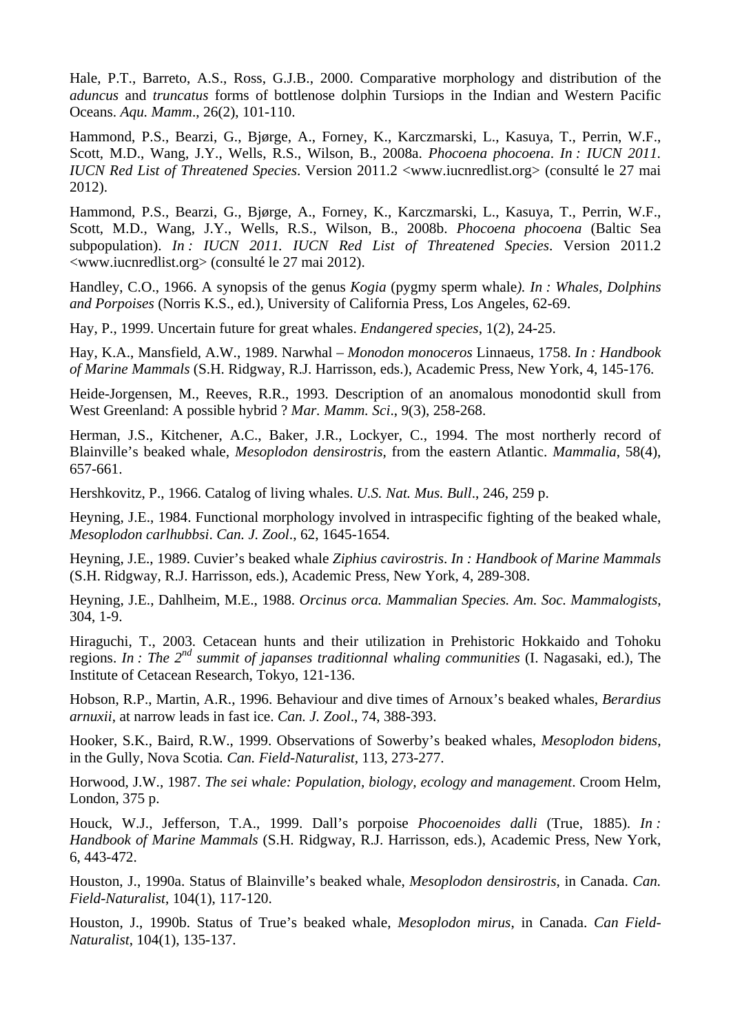Hale, P.T., Barreto, A.S., Ross, G.J.B., 2000. Comparative morphology and distribution of the *aduncus* and *truncatus* forms of bottlenose dolphin Tursiops in the Indian and Western Pacific Oceans. *Aqu. Mamm*., 26(2), 101-110.

Hammond, P.S., Bearzi, G., Bjørge, A., Forney, K., Karczmarski, L., Kasuya, T., Perrin, W.F., Scott, M.D., Wang, J.Y., Wells, R.S., Wilson, B., 2008a. *Phocoena phocoena*. *In : IUCN 2011. IUCN Red List of Threatened Species*. Version 2011.2 <www.iucnredlist.org> (consulté le 27 mai 2012).

Hammond, P.S., Bearzi, G., Bjørge, A., Forney, K., Karczmarski, L., Kasuya, T., Perrin, W.F., Scott, M.D., Wang, J.Y., Wells, R.S., Wilson, B., 2008b. *Phocoena phocoena* (Baltic Sea subpopulation). *In : IUCN 2011. IUCN Red List of Threatened Species*. Version 2011.2 <www.iucnredlist.org> (consulté le 27 mai 2012).

Handley, C.O., 1966. A synopsis of the genus *Kogia* (pygmy sperm whale*). In : Whales, Dolphins and Porpoises* (Norris K.S., ed.), University of California Press, Los Angeles, 62-69.

Hay, P., 1999. Uncertain future for great whales. *Endangered species*, 1(2), 24-25.

Hay, K.A., Mansfield, A.W., 1989. Narwhal – *Monodon monoceros* Linnaeus, 1758. *In : Handbook of Marine Mammals* (S.H. Ridgway, R.J. Harrisson, eds.), Academic Press, New York, 4, 145-176.

Heide-Jorgensen, M., Reeves, R.R., 1993. Description of an anomalous monodontid skull from West Greenland: A possible hybrid ? *Mar. Mamm. Sci*., 9(3), 258-268.

Herman, J.S., Kitchener, A.C., Baker, J.R., Lockyer, C., 1994. The most northerly record of Blainville's beaked whale, *Mesoplodon densirostris*, from the eastern Atlantic. *Mammalia*, 58(4), 657-661.

Hershkovitz, P., 1966. Catalog of living whales. *U.S. Nat. Mus. Bull*., 246, 259 p.

Heyning, J.E., 1984. Functional morphology involved in intraspecific fighting of the beaked whale, *Mesoplodon carlhubbsi*. *Can. J. Zool*., 62, 1645-1654.

Heyning, J.E., 1989. Cuvier's beaked whale *Ziphius cavirostris*. *In : Handbook of Marine Mammals* (S.H. Ridgway, R.J. Harrisson, eds.), Academic Press, New York, 4, 289-308.

Heyning, J.E., Dahlheim, M.E., 1988. *Orcinus orca. Mammalian Species. Am. Soc. Mammalogists*, 304, 1-9.

Hiraguchi, T., 2003. Cetacean hunts and their utilization in Prehistoric Hokkaido and Tohoku regions. *In : The 2nd summit of japanses traditionnal whaling communities* (I. Nagasaki, ed.), The Institute of Cetacean Research, Tokyo, 121-136.

Hobson, R.P., Martin, A.R., 1996. Behaviour and dive times of Arnoux's beaked whales, *Berardius arnuxii*, at narrow leads in fast ice. *Can. J. Zool*., 74, 388-393.

Hooker, S.K., Baird, R.W., 1999. Observations of Sowerby's beaked whales, *Mesoplodon bidens*, in the Gully, Nova Scotia. *Can. Field-Naturalist*, 113, 273-277.

Horwood, J.W., 1987. *The sei whale: Population, biology, ecology and management*. Croom Helm, London, 375 p.

Houck, W.J., Jefferson, T.A., 1999. Dall's porpoise *Phocoenoides dalli* (True, 1885). *In : Handbook of Marine Mammals* (S.H. Ridgway, R.J. Harrisson, eds.), Academic Press, New York, 6, 443-472.

Houston, J., 1990a. Status of Blainville's beaked whale, *Mesoplodon densirostris*, in Canada. *Can. Field-Naturalist*, 104(1), 117-120.

Houston, J., 1990b. Status of True's beaked whale, *Mesoplodon mirus*, in Canada. *Can Field-Naturalist*, 104(1), 135-137.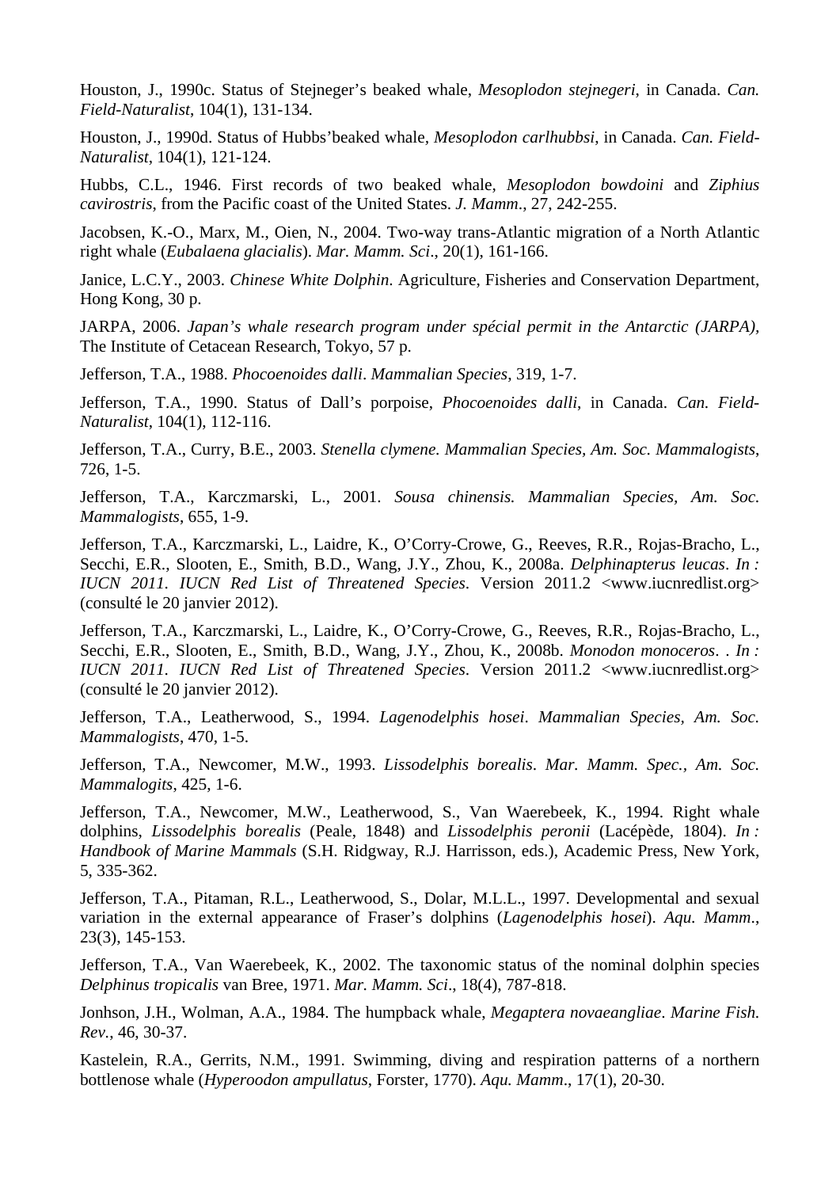Houston, J., 1990c. Status of Stejneger's beaked whale, *Mesoplodon stejnegeri*, in Canada. *Can. Field-Naturalist*, 104(1), 131-134.

Houston, J., 1990d. Status of Hubbs'beaked whale, *Mesoplodon carlhubbsi*, in Canada. *Can. Field-Naturalist*, 104(1), 121-124.

Hubbs, C.L., 1946. First records of two beaked whale, *Mesoplodon bowdoini* and *Ziphius cavirostris*, from the Pacific coast of the United States. *J. Mamm*., 27, 242-255.

Jacobsen, K.-O., Marx, M., Oien, N., 2004. Two-way trans-Atlantic migration of a North Atlantic right whale (*Eubalaena glacialis*). *Mar. Mamm. Sci*., 20(1), 161-166.

Janice, L.C.Y., 2003. *Chinese White Dolphin*. Agriculture, Fisheries and Conservation Department, Hong Kong, 30 p.

JARPA, 2006. *Japan's whale research program under spécial permit in the Antarctic (JARPA),* The Institute of Cetacean Research, Tokyo, 57 p.

Jefferson, T.A., 1988. *Phocoenoides dalli*. *Mammalian Species,* 319, 1-7.

Jefferson, T.A., 1990. Status of Dall's porpoise, *Phocoenoides dalli*, in Canada. *Can. Field-Naturalist*, 104(1), 112-116.

Jefferson, T.A., Curry, B.E., 2003. *Stenella clymene. Mammalian Species, Am. Soc. Mammalogists*, 726, 1-5.

Jefferson, T.A., Karczmarski, L., 2001. *Sousa chinensis. Mammalian Species, Am. Soc. Mammalogists*, 655, 1-9.

Jefferson, T.A., Karczmarski, L., Laidre, K., O'Corry-Crowe, G., Reeves, R.R., Rojas-Bracho, L., Secchi, E.R., Slooten, E., Smith, B.D., Wang, J.Y., Zhou, K., 2008a. *Delphinapterus leucas*. *In : IUCN 2011. IUCN Red List of Threatened Species*. Version 2011.2 <www.iucnredlist.org> (consulté le 20 janvier 2012).

Jefferson, T.A., Karczmarski, L., Laidre, K., O'Corry-Crowe, G., Reeves, R.R., Rojas-Bracho, L., Secchi, E.R., Slooten, E., Smith, B.D., Wang, J.Y., Zhou, K., 2008b. *Monodon monoceros*. . *In : IUCN 2011. IUCN Red List of Threatened Species*. Version 2011.2 <www.iucnredlist.org> (consulté le 20 janvier 2012).

Jefferson, T.A., Leatherwood, S., 1994. *Lagenodelphis hosei*. *Mammalian Species, Am. Soc. Mammalogists*, 470, 1-5.

Jefferson, T.A., Newcomer, M.W., 1993. *Lissodelphis borealis*. *Mar. Mamm. Spec., Am. Soc. Mammalogits*, 425, 1-6.

Jefferson, T.A., Newcomer, M.W., Leatherwood, S., Van Waerebeek, K., 1994. Right whale dolphins, *Lissodelphis borealis* (Peale, 1848) and *Lissodelphis peronii* (Lacépède, 1804). *In : Handbook of Marine Mammals* (S.H. Ridgway, R.J. Harrisson, eds.), Academic Press, New York, 5, 335-362.

Jefferson, T.A., Pitaman, R.L., Leatherwood, S., Dolar, M.L.L., 1997. Developmental and sexual variation in the external appearance of Fraser's dolphins (*Lagenodelphis hosei*). *Aqu. Mamm*., 23(3), 145-153.

Jefferson, T.A., Van Waerebeek, K., 2002. The taxonomic status of the nominal dolphin species *Delphinus tropicalis* van Bree, 1971. *Mar. Mamm. Sci*., 18(4), 787-818.

Jonhson, J.H., Wolman, A.A., 1984. The humpback whale, *Megaptera novaeangliae*. *Marine Fish. Rev.*, 46, 30-37.

Kastelein, R.A., Gerrits, N.M., 1991. Swimming, diving and respiration patterns of a northern bottlenose whale (*Hyperoodon ampullatus*, Forster, 1770). *Aqu. Mamm*., 17(1), 20-30.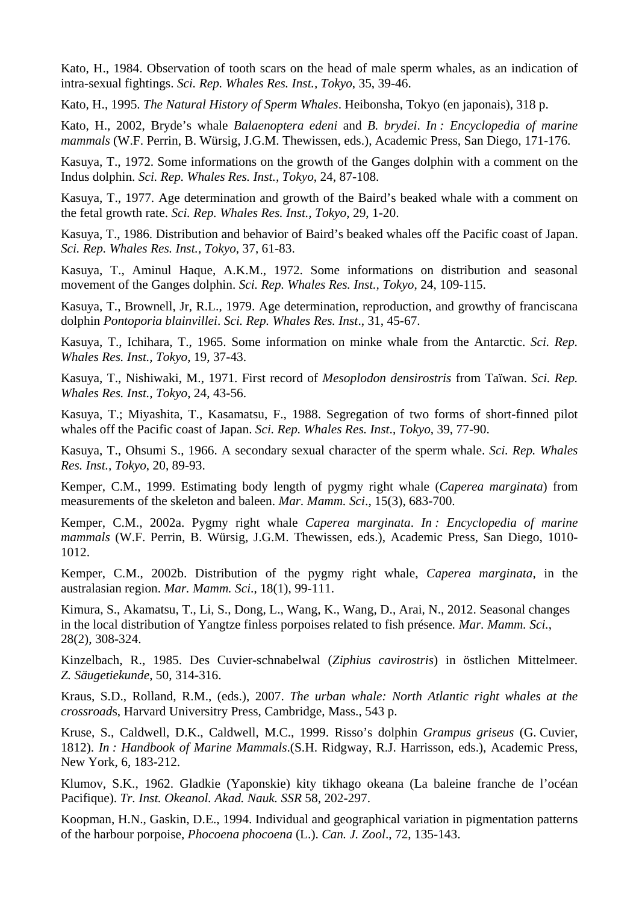Kato, H., 1984. Observation of tooth scars on the head of male sperm whales, as an indication of intra-sexual fightings. *Sci. Rep. Whales Res. Inst., Tokyo*, 35, 39-46.

Kato, H., 1995. *The Natural History of Sperm Whales*. Heibonsha, Tokyo (en japonais), 318 p.

Kato, H., 2002, Bryde's whale *Balaenoptera edeni* and *B. brydei*. *In : Encyclopedia of marine mammals* (W.F. Perrin, B. Würsig, J.G.M. Thewissen, eds.), Academic Press, San Diego, 171-176.

Kasuya, T., 1972. Some informations on the growth of the Ganges dolphin with a comment on the Indus dolphin. *Sci. Rep. Whales Res. Inst., Tokyo*, 24, 87-108.

Kasuya, T., 1977. Age determination and growth of the Baird's beaked whale with a comment on the fetal growth rate. *Sci. Rep. Whales Res. Inst., Tokyo*, 29, 1-20.

Kasuya, T., 1986. Distribution and behavior of Baird's beaked whales off the Pacific coast of Japan. *Sci. Rep. Whales Res. Inst., Tokyo*, 37, 61-83.

Kasuya, T., Aminul Haque, A.K.M., 1972. Some informations on distribution and seasonal movement of the Ganges dolphin. *Sci. Rep. Whales Res. Inst., Tokyo*, 24, 109-115.

Kasuya, T., Brownell, Jr, R.L., 1979. Age determination, reproduction, and growthy of franciscana dolphin *Pontoporia blainvillei*. *Sci. Rep. Whales Res. Inst*., 31, 45-67.

Kasuya, T., Ichihara, T., 1965. Some information on minke whale from the Antarctic. *Sci. Rep. Whales Res. Inst., Tokyo*, 19, 37-43.

Kasuya, T., Nishiwaki, M., 1971. First record of *Mesoplodon densirostris* from Taïwan. *Sci. Rep. Whales Res. Inst., Tokyo*, 24, 43-56.

Kasuya, T.; Miyashita, T., Kasamatsu, F., 1988. Segregation of two forms of short-finned pilot whales off the Pacific coast of Japan. *Sci. Rep. Whales Res. Inst., Tokyo*, 39, 77-90.

Kasuya, T., Ohsumi S., 1966. A secondary sexual character of the sperm whale. *Sci. Rep. Whales Res. Inst., Tokyo*, 20, 89-93.

Kemper, C.M., 1999. Estimating body length of pygmy right whale (*Caperea marginata*) from measurements of the skeleton and baleen. *Mar. Mamm. Sci*., 15(3), 683-700.

Kemper, C.M., 2002a. Pygmy right whale *Caperea marginata*. *In : Encyclopedia of marine mammals* (W.F. Perrin, B. Würsig, J.G.M. Thewissen, eds.), Academic Press, San Diego, 1010-1012.

Kemper, C.M., 2002b. Distribution of the pygmy right whale, *Caperea marginata*, in the australasian region. *Mar. Mamm. Sci*., 18(1), 99-111.

Kimura, S., Akamatsu, T., Li, S., Dong, L., Wang, K., Wang, D., Arai, N., 2012. Seasonal changes in the local distribution of Yangtze finless porpoises related to fish présence. *Mar. Mamm. Sci*., 28(2), 308-324.

Kinzelbach, R., 1985. Des Cuvier-schnabelwal (*Ziphius cavirostris*) in östlichen Mittelmeer. *Z. Säugetiekunde*, 50, 314-316.

Kraus, S.D., Rolland, R.M., (eds.), 2007. *The urban whale: North Atlantic right whales at the crossroad*s, Harvard Universitry Press, Cambridge, Mass., 543 p.

Kruse, S., Caldwell, D.K., Caldwell, M.C., 1999. Risso's dolphin *Grampus griseus* (G. Cuvier, 1812). *In : Handbook of Marine Mammals*.(S.H. Ridgway, R.J. Harrisson, eds.), Academic Press, New York, 6, 183-212.

Klumov, S.K., 1962. Gladkie (Yaponskie) kity tikhago okeana (La baleine franche de l'océan Pacifique). *Tr. Inst. Okeanol. Akad. Nauk. SSR* 58, 202-297.

Koopman, H.N., Gaskin, D.E., 1994. Individual and geographical variation in pigmentation patterns of the harbour porpoise, *Phocoena phocoena* (L.). *Can. J. Zool*., 72, 135-143.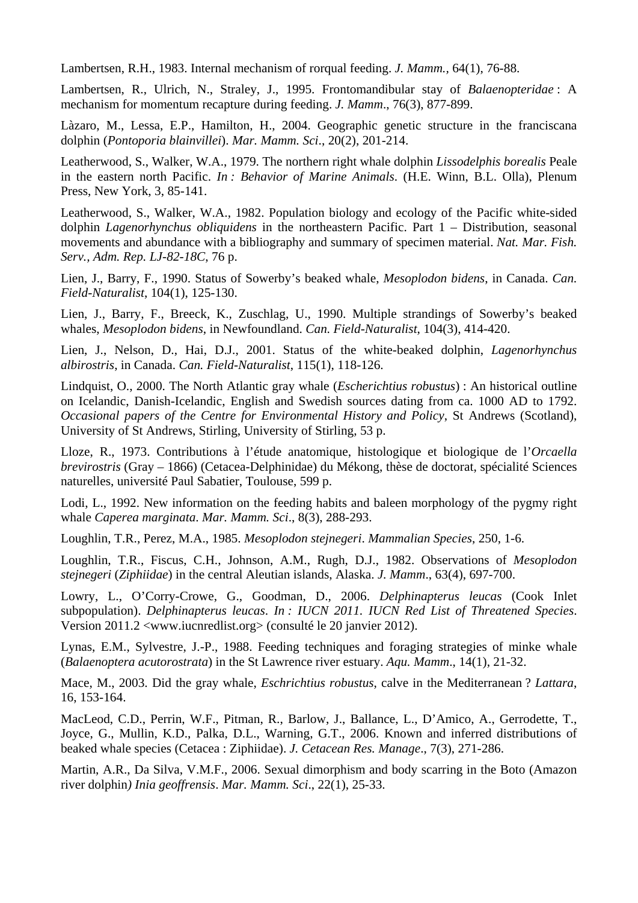Lambertsen, R.H., 1983. Internal mechanism of rorqual feeding. *J. Mamm.*, 64(1), 76-88.

Lambertsen, R., Ulrich, N., Straley, J., 1995. Frontomandibular stay of *Balaenopteridae* : A mechanism for momentum recapture during feeding. *J. Mamm*., 76(3), 877-899.

Làzaro, M., Lessa, E.P., Hamilton, H., 2004. Geographic genetic structure in the franciscana dolphin (*Pontoporia blainvillei*). *Mar. Mamm. Sci*., 20(2), 201-214.

Leatherwood, S., Walker, W.A., 1979. The northern right whale dolphin *Lissodelphis borealis* Peale in the eastern north Pacific. *In : Behavior of Marine Animals*. (H.E. Winn, B.L. Olla), Plenum Press, New York, 3, 85-141.

Leatherwood, S., Walker, W.A., 1982. Population biology and ecology of the Pacific white-sided dolphin *Lagenorhynchus obliquidens* in the northeastern Pacific. Part 1 – Distribution, seasonal movements and abundance with a bibliography and summary of specimen material. *Nat. Mar. Fish. Serv., Adm. Rep. LJ-82-18C*, 76 p.

Lien, J., Barry, F., 1990. Status of Sowerby's beaked whale, *Mesoplodon bidens*, in Canada. *Can. Field-Naturalist*, 104(1), 125-130.

Lien, J., Barry, F., Breeck, K., Zuschlag, U., 1990. Multiple strandings of Sowerby's beaked whales, *Mesoplodon bidens*, in Newfoundland. *Can. Field-Naturalist*, 104(3), 414-420.

Lien, J., Nelson, D., Hai, D.J., 2001. Status of the white-beaked dolphin, *Lagenorhynchus albirostris*, in Canada. *Can. Field-Naturalist*, 115(1), 118-126.

Lindquist, O., 2000. The North Atlantic gray whale (*Escherichtius robustus*) : An historical outline on Icelandic, Danish-Icelandic, English and Swedish sources dating from ca. 1000 AD to 1792. *Occasional papers of the Centre for Environmental History and Policy*, St Andrews (Scotland), University of St Andrews, Stirling, University of Stirling, 53 p.

Lloze, R., 1973. Contributions à l'étude anatomique, histologique et biologique de l'*Orcaella brevirostris* (Gray – 1866) (Cetacea-Delphinidae) du Mékong, thèse de doctorat, spécialité Sciences naturelles, université Paul Sabatier, Toulouse, 599 p.

Lodi, L., 1992. New information on the feeding habits and baleen morphology of the pygmy right whale *Caperea marginata*. *Mar. Mamm. Sci*., 8(3), 288-293.

Loughlin, T.R., Perez, M.A., 1985. *Mesoplodon stejnegeri*. *Mammalian Species*, 250, 1-6.

Loughlin, T.R., Fiscus, C.H., Johnson, A.M., Rugh, D.J., 1982. Observations of *Mesoplodon stejnegeri* (*Ziphiidae*) in the central Aleutian islands, Alaska. *J. Mamm*., 63(4), 697-700.

Lowry, L., O'Corry-Crowe, G., Goodman, D., 2006. *Delphinapterus leucas* (Cook Inlet subpopulation). *Delphinapterus leucas*. *In : IUCN 2011. IUCN Red List of Threatened Species*. Version 2011.2 <www.iucnredlist.org> (consulté le 20 janvier 2012).

Lynas, E.M., Sylvestre, J.-P., 1988. Feeding techniques and foraging strategies of minke whale (*Balaenoptera acutorostrata*) in the St Lawrence river estuary. *Aqu. Mamm*., 14(1), 21-32.

Mace, M., 2003. Did the gray whale, *Eschrichtius robustus*, calve in the Mediterranean ? *Lattara*, 16, 153-164.

MacLeod, C.D., Perrin, W.F., Pitman, R., Barlow, J., Ballance, L., D'Amico, A., Gerrodette, T., Joyce, G., Mullin, K.D., Palka, D.L., Warning, G.T., 2006. Known and inferred distributions of beaked whale species (Cetacea : Ziphiidae). *J. Cetacean Res. Manage*., 7(3), 271-286.

Martin, A.R., Da Silva, V.M.F., 2006. Sexual dimorphism and body scarring in the Boto (Amazon river dolphin*) Inia geoffrensis*. *Mar. Mamm. Sci*., 22(1), 25-33.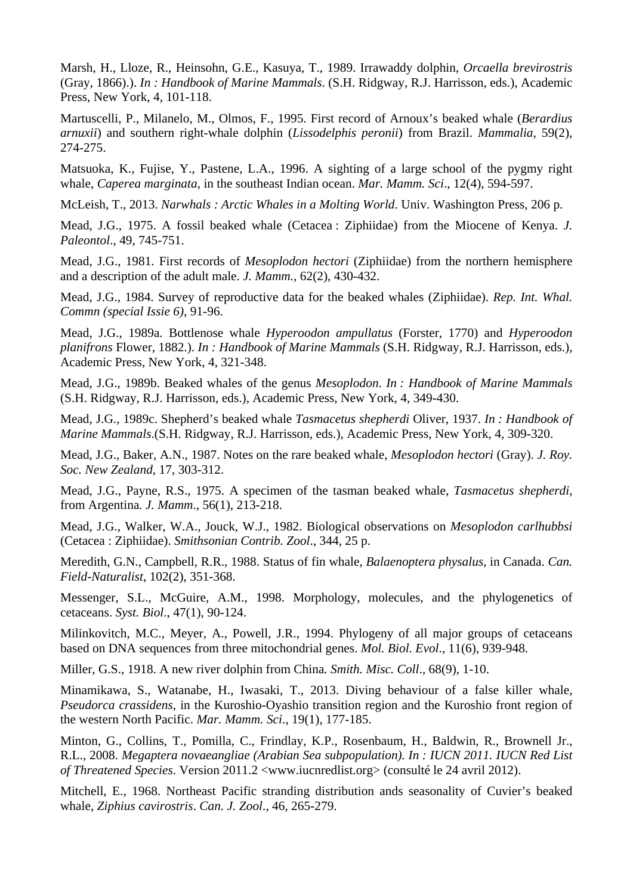Marsh, H., Lloze, R., Heinsohn, G.E., Kasuya, T., 1989. Irrawaddy dolphin, *Orcaella brevirostris* (Gray, 1866).). *In : Handbook of Marine Mammals*. (S.H. Ridgway, R.J. Harrisson, eds.), Academic Press, New York, 4, 101-118.

Martuscelli, P., Milanelo, M., Olmos, F., 1995. First record of Arnoux's beaked whale (*Berardius arnuxii*) and southern right-whale dolphin (*Lissodelphis peronii*) from Brazil. *Mammalia*, 59(2), 274-275.

Matsuoka, K., Fujise, Y., Pastene, L.A., 1996. A sighting of a large school of the pygmy right whale, *Caperea marginata*, in the southeast Indian ocean. *Mar. Mamm. Sci*., 12(4), 594-597.

McLeish, T., 2013. *Narwhals : Arctic Whales in a Molting World*. Univ. Washington Press, 206 p.

Mead, J.G., 1975. A fossil beaked whale (Cetacea : Ziphiidae) from the Miocene of Kenya. *J. Paleontol*., 49, 745-751.

Mead, J.G., 1981. First records of *Mesoplodon hectori* (Ziphiidae) from the northern hemisphere and a description of the adult male. *J. Mamm.*, 62(2), 430-432.

Mead, J.G., 1984. Survey of reproductive data for the beaked whales (Ziphiidae). *Rep. Int. Whal. Commn (special Issie 6)*, 91-96.

Mead, J.G., 1989a. Bottlenose whale *Hyperoodon ampullatus* (Forster, 1770) and *Hyperoodon planifrons* Flower, 1882.). *In : Handbook of Marine Mammals* (S.H. Ridgway, R.J. Harrisson, eds.), Academic Press, New York, 4, 321-348.

Mead, J.G., 1989b. Beaked whales of the genus *Mesoplodon*. *In : Handbook of Marine Mammals* (S.H. Ridgway, R.J. Harrisson, eds.), Academic Press, New York, 4, 349-430.

Mead, J.G., 1989c. Shepherd's beaked whale *Tasmacetus shepherdi* Oliver, 1937. *In : Handbook of Marine Mammals*.(S.H. Ridgway, R.J. Harrisson, eds.), Academic Press, New York, 4, 309-320.

Mead, J.G., Baker, A.N., 1987. Notes on the rare beaked whale, *Mesoplodon hectori* (Gray). *J. Roy. Soc. New Zealand*, 17, 303-312.

Mead, J.G., Payne, R.S., 1975. A specimen of the tasman beaked whale, *Tasmacetus shepherdi*, from Argentina*. J. Mamm*., 56(1), 213-218.

Mead, J.G., Walker, W.A., Jouck, W.J., 1982. Biological observations on *Mesoplodon carlhubbsi* (Cetacea : Ziphiidae). *Smithsonian Contrib. Zool*., 344, 25 p.

Meredith, G.N., Campbell, R.R., 1988. Status of fin whale, *Balaenoptera physalus*, in Canada. *Can. Field-Naturalist*, 102(2), 351-368.

Messenger, S.L., McGuire, A.M., 1998. Morphology, molecules, and the phylogenetics of cetaceans. *Syst. Biol*., 47(1), 90-124.

Milinkovitch, M.C., Meyer, A., Powell, J.R., 1994. Phylogeny of all major groups of cetaceans based on DNA sequences from three mitochondrial genes. *Mol. Biol. Evol*., 11(6), 939-948.

Miller, G.S., 1918. A new river dolphin from China*. Smith. Misc. Coll*., 68(9), 1-10.

Minamikawa, S., Watanabe, H., Iwasaki, T., 2013. Diving behaviour of a false killer whale, *Pseudorca crassidens*, in the Kuroshio-Oyashio transition region and the Kuroshio front region of the western North Pacific. *Mar. Mamm. Sci*., 19(1), 177-185.

Minton, G., Collins, T., Pomilla, C., Frindlay, K.P., Rosenbaum, H., Baldwin, R., Brownell Jr., R.L., 2008. *Megaptera novaeangliae (Arabian Sea subpopulation). In : IUCN 2011. IUCN Red List of Threatened Species*. Version 2011.2 <www.iucnredlist.org> (consulté le 24 avril 2012).

Mitchell, E., 1968. Northeast Pacific stranding distribution ands seasonality of Cuvier's beaked whale, *Ziphius cavirostris*. *Can. J. Zool*., 46, 265-279.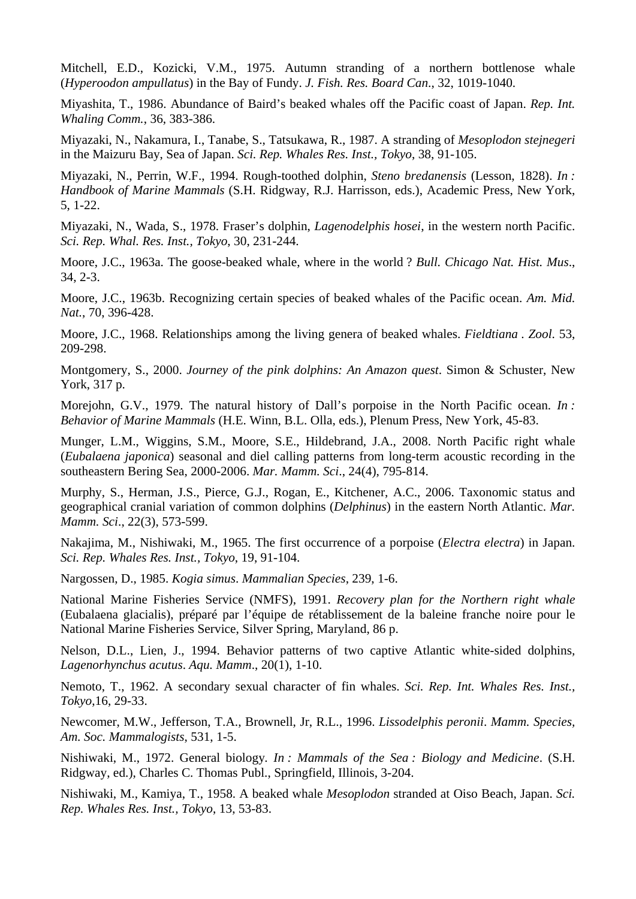Mitchell, E.D., Kozicki, V.M., 1975. Autumn stranding of a northern bottlenose whale (*Hyperoodon ampullatus*) in the Bay of Fundy. *J. Fish. Res. Board Can*., 32, 1019-1040.

Miyashita, T., 1986. Abundance of Baird's beaked whales off the Pacific coast of Japan. *Rep. Int. Whaling Comm.*, 36, 383-386.

Miyazaki, N., Nakamura, I., Tanabe, S., Tatsukawa, R., 1987. A stranding of *Mesoplodon stejnegeri* in the Maizuru Bay, Sea of Japan. *Sci. Rep. Whales Res. Inst., Tokyo*, 38, 91-105.

Miyazaki, N., Perrin, W.F., 1994. Rough-toothed dolphin, *Steno bredanensis* (Lesson, 1828). *In : Handbook of Marine Mammals* (S.H. Ridgway, R.J. Harrisson, eds.), Academic Press, New York, 5, 1-22.

Miyazaki, N., Wada, S., 1978. Fraser's dolphin, *Lagenodelphis hosei*, in the western north Pacific. *Sci. Rep. Whal. Res. Inst., Tokyo*, 30, 231-244.

Moore, J.C., 1963a. The goose-beaked whale, where in the world ? *Bull. Chicago Nat. Hist. Mus*., 34, 2-3.

Moore, J.C., 1963b. Recognizing certain species of beaked whales of the Pacific ocean. *Am. Mid. Nat.*, 70, 396-428.

Moore, J.C., 1968. Relationships among the living genera of beaked whales. *Fieldtiana . Zool*. 53, 209-298.

Montgomery, S., 2000. *Journey of the pink dolphins: An Amazon quest*. Simon & Schuster, New York, 317 p.

Morejohn, G.V., 1979. The natural history of Dall's porpoise in the North Pacific ocean. *In : Behavior of Marine Mammals* (H.E. Winn, B.L. Olla, eds.), Plenum Press, New York, 45-83.

Munger, L.M., Wiggins, S.M., Moore, S.E., Hildebrand, J.A., 2008. North Pacific right whale (*Eubalaena japonica*) seasonal and diel calling patterns from long-term acoustic recording in the southeastern Bering Sea, 2000-2006. *Mar. Mamm. Sci*., 24(4), 795-814.

Murphy, S., Herman, J.S., Pierce, G.J., Rogan, E., Kitchener, A.C., 2006. Taxonomic status and geographical cranial variation of common dolphins (*Delphinus*) in the eastern North Atlantic. *Mar. Mamm. Sci*., 22(3), 573-599.

Nakajima, M., Nishiwaki, M., 1965. The first occurrence of a porpoise (*Electra electra*) in Japan. *Sci. Rep. Whales Res. Inst., Tokyo*, 19, 91-104.

Nargossen, D., 1985. *Kogia simus*. *Mammalian Species*, 239, 1-6.

National Marine Fisheries Service (NMFS), 1991. *Recovery plan for the Northern right whale* (Eubalaena glacialis), préparé par l'équipe de rétablissement de la baleine franche noire pour le National Marine Fisheries Service, Silver Spring, Maryland, 86 p.

Nelson, D.L., Lien, J., 1994. Behavior patterns of two captive Atlantic white-sided dolphins, *Lagenorhynchus acutus*. *Aqu. Mamm*., 20(1), 1-10.

Nemoto, T., 1962. A secondary sexual character of fin whales. *Sci. Rep. Int. Whales Res. Inst., Tokyo*,16, 29-33.

Newcomer, M.W., Jefferson, T.A., Brownell, Jr, R.L., 1996. *Lissodelphis peronii*. *Mamm. Species, Am. Soc. Mammalogists*, 531, 1-5.

Nishiwaki, M., 1972. General biology. *In : Mammals of the Sea : Biology and Medicine*. (S.H. Ridgway, ed.), Charles C. Thomas Publ., Springfield, Illinois, 3-204.

Nishiwaki, M., Kamiya, T., 1958. A beaked whale *Mesoplodon* stranded at Oiso Beach, Japan. *Sci. Rep. Whales Res. Inst., Tokyo*, 13, 53-83.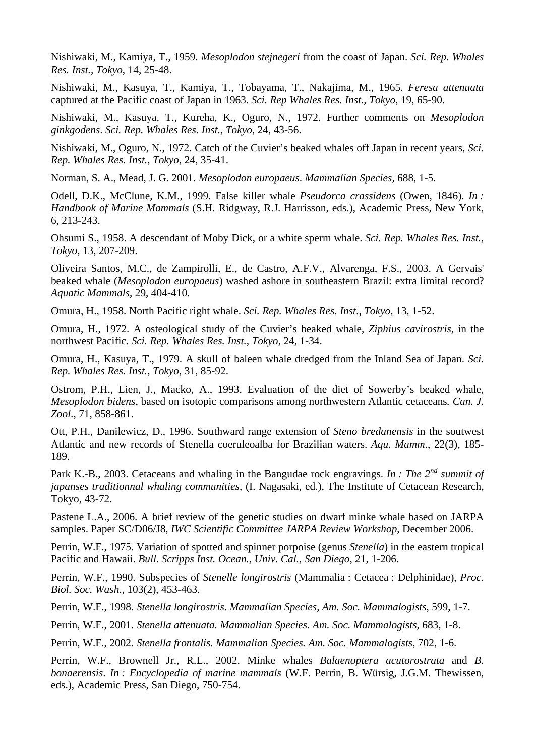Nishiwaki, M., Kamiya, T., 1959. *Mesoplodon stejnegeri* from the coast of Japan. *Sci. Rep. Whales Res. Inst., Tokyo*, 14, 25-48.

Nishiwaki, M., Kasuya, T., Kamiya, T., Tobayama, T., Nakajima, M., 1965. *Feresa attenuata* captured at the Pacific coast of Japan in 1963. *Sci. Rep Whales Res. Inst., Tokyo*, 19, 65-90.

Nishiwaki, M., Kasuya, T., Kureha, K., Oguro, N., 1972. Further comments on *Mesoplodon ginkgodens*. *Sci. Rep. Whales Res. Inst., Tokyo*, 24, 43-56.

Nishiwaki, M., Oguro, N., 1972. Catch of the Cuvier's beaked whales off Japan in recent years, *Sci. Rep. Whales Res. Inst., Tokyo*, 24, 35-41.

Norman, S. A., Mead, J. G. 2001. *Mesoplodon europaeus*. *Mammalian Species*, 688, 1-5.

Odell, D.K., McClune, K.M., 1999. False killer whale *Pseudorca crassidens* (Owen, 1846). *In : Handbook of Marine Mammals* (S.H. Ridgway, R.J. Harrisson, eds.), Academic Press, New York, 6, 213-243.

Ohsumi S., 1958. A descendant of Moby Dick, or a white sperm whale. *Sci. Rep. Whales Res. Inst., Tokyo*, 13, 207-209.

Oliveira Santos, M.C., de Zampirolli, E., de Castro, A.F.V., Alvarenga, F.S., 2003. A Gervais' beaked whale (*Mesoplodon europaeus*) washed ashore in southeastern Brazil: extra limital record? *Aquatic Mammals*, 29, 404-410.

Omura, H., 1958. North Pacific right whale. *Sci. Rep. Whales Res. Inst., Tokyo*, 13, 1-52.

Omura, H., 1972. A osteological study of the Cuvier's beaked whale, *Ziphius cavirostris*, in the northwest Pacific. *Sci. Rep. Whales Res. Inst., Tokyo*, 24, 1-34.

Omura, H., Kasuya, T., 1979. A skull of baleen whale dredged from the Inland Sea of Japan. *Sci. Rep. Whales Res. Inst., Tokyo*, 31, 85-92.

Ostrom, P.H., Lien, J., Macko, A., 1993. Evaluation of the diet of Sowerby's beaked whale, *Mesoplodon bidens*, based on isotopic comparisons among northwestern Atlantic cetaceans. *Can. J. Zool*., 71, 858-861.

Ott, P.H., Danilewicz, D., 1996. Southward range extension of *Steno bredanensis* in the soutwest Atlantic and new records of Stenella coeruleoalba for Brazilian waters. *Aqu. Mamm.*, 22(3), 185-189.

Park K.-B., 2003. Cetaceans and whaling in the Bangudae rock engravings. *In : The 2nd summit of japanses traditionnal whaling communities*, (I. Nagasaki, ed.), The Institute of Cetacean Research, Tokyo, 43-72.

Pastene L.A., 2006. A brief review of the genetic studies on dwarf minke whale based on JARPA samples. Paper SC/D06/J8, *IWC Scientific Committee JARPA Review Workshop*, December 2006.

Perrin, W.F., 1975. Variation of spotted and spinner porpoise (genus *Stenella*) in the eastern tropical Pacific and Hawaii. *Bull. Scripps Inst. Ocean., Univ. Cal., San Diego*, 21, 1-206.

Perrin, W.F., 1990. Subspecies of *Stenelle longirostris* (Mammalia : Cetacea : Delphinidae), *Proc. Biol. Soc. Wash*., 103(2), 453-463.

Perrin, W.F., 1998. *Stenella longirostris*. *Mammalian Species, Am. Soc. Mammalogists*, 599, 1-7.

Perrin, W.F., 2001. *Stenella attenuata*. *Mammalian Species*. *Am. Soc. Mammalogists*, 683, 1-8.

Perrin, W.F., 2002. *Stenella frontalis. Mammalian Species. Am. Soc. Mammalogists*, 702, 1-6.

Perrin, W.F., Brownell Jr., R.L., 2002. Minke whales *Balaenoptera acutorostrata* and *B. bonaerensis*. *In : Encyclopedia of marine mammals* (W.F. Perrin, B. Würsig, J.G.M. Thewissen, eds.), Academic Press, San Diego, 750-754.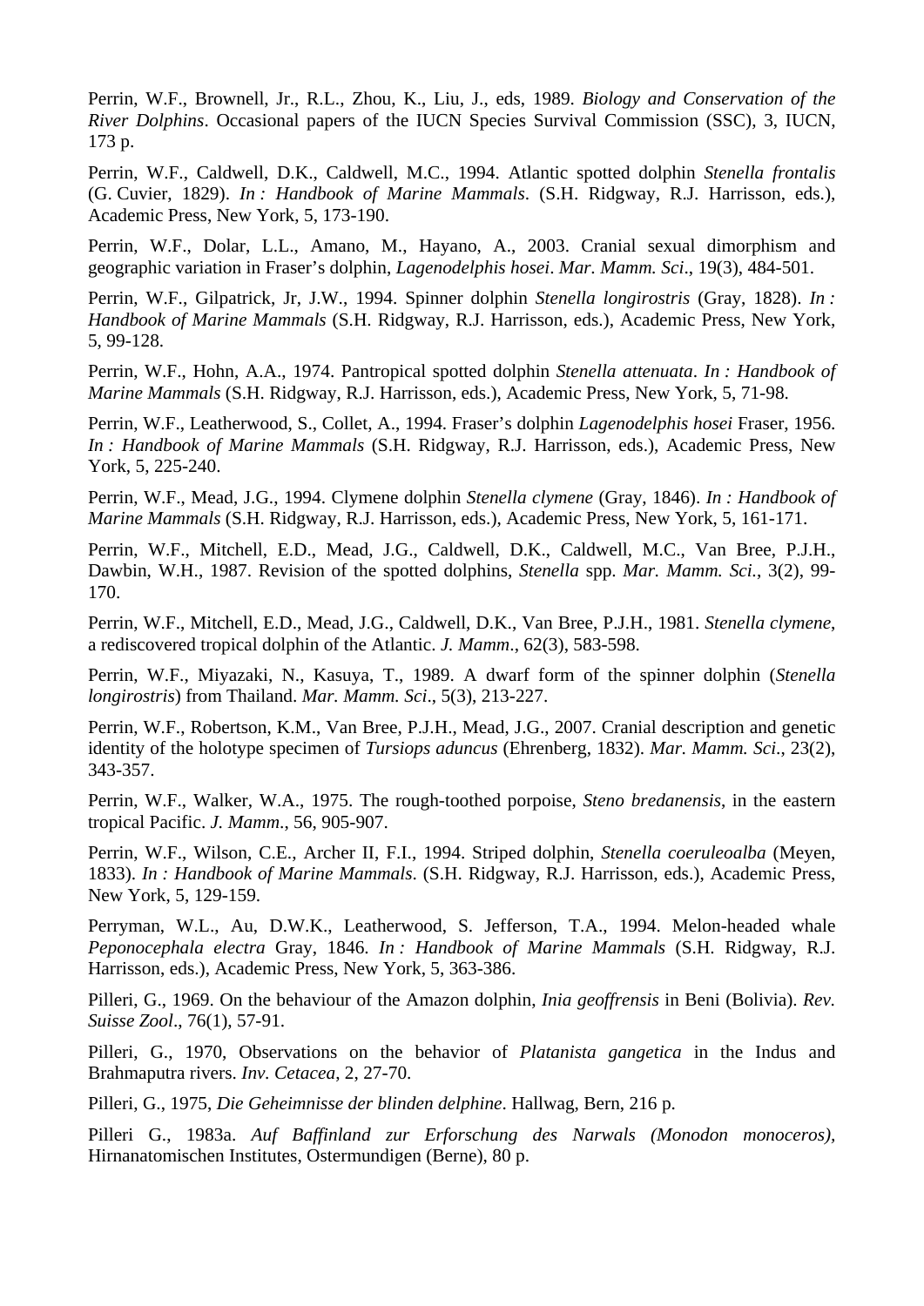Perrin, W.F., Brownell, Jr., R.L., Zhou, K., Liu, J., eds, 1989. *Biology and Conservation of the River Dolphins*. Occasional papers of the IUCN Species Survival Commission (SSC), 3, IUCN, 173 p.

Perrin, W.F., Caldwell, D.K., Caldwell, M.C., 1994. Atlantic spotted dolphin *Stenella frontalis* (G. Cuvier, 1829). *In : Handbook of Marine Mammals*. (S.H. Ridgway, R.J. Harrisson, eds.), Academic Press, New York, 5, 173-190.

Perrin, W.F., Dolar, L.L., Amano, M., Hayano, A., 2003. Cranial sexual dimorphism and geographic variation in Fraser's dolphin, *Lagenodelphis hosei*. *Mar. Mamm. Sci*., 19(3), 484-501.

Perrin, W.F., Gilpatrick, Jr, J.W., 1994. Spinner dolphin *Stenella longirostris* (Gray, 1828). *In : Handbook of Marine Mammals* (S.H. Ridgway, R.J. Harrisson, eds.), Academic Press, New York, 5, 99-128.

Perrin, W.F., Hohn, A.A., 1974. Pantropical spotted dolphin *Stenella attenuata*. *In : Handbook of Marine Mammals* (S.H. Ridgway, R.J. Harrisson, eds.), Academic Press, New York, 5, 71-98.

Perrin, W.F., Leatherwood, S., Collet, A., 1994. Fraser's dolphin *Lagenodelphis hosei* Fraser, 1956. *In : Handbook of Marine Mammals* (S.H. Ridgway, R.J. Harrisson, eds.), Academic Press, New York, 5, 225-240.

Perrin, W.F., Mead, J.G., 1994. Clymene dolphin *Stenella clymene* (Gray, 1846). *In : Handbook of Marine Mammals* (S.H. Ridgway, R.J. Harrisson, eds.), Academic Press, New York, 5, 161-171.

Perrin, W.F., Mitchell, E.D., Mead, J.G., Caldwell, D.K., Caldwell, M.C., Van Bree, P.J.H., Dawbin, W.H., 1987. Revision of the spotted dolphins, *Stenella* spp. *Mar. Mamm. Sci.*, 3(2), 99-170.

Perrin, W.F., Mitchell, E.D., Mead, J.G., Caldwell, D.K., Van Bree, P.J.H., 1981. *Stenella clymene*, a rediscovered tropical dolphin of the Atlantic. *J. Mamm*., 62(3), 583-598.

Perrin, W.F., Miyazaki, N., Kasuya, T., 1989. A dwarf form of the spinner dolphin (*Stenella longirostris*) from Thailand. *Mar. Mamm. Sci*., 5(3), 213-227.

Perrin, W.F., Robertson, K.M., Van Bree, P.J.H., Mead, J.G., 2007. Cranial description and genetic identity of the holotype specimen of *Tursiops aduncus* (Ehrenberg, 1832). *Mar. Mamm. Sci*., 23(2), 343-357.

Perrin, W.F., Walker, W.A., 1975. The rough-toothed porpoise, *Steno bredanensis*, in the eastern tropical Pacific. *J. Mamm*., 56, 905-907.

Perrin, W.F., Wilson, C.E., Archer II, F.I., 1994. Striped dolphin, *Stenella coeruleoalba* (Meyen, 1833). *In : Handbook of Marine Mammals*. (S.H. Ridgway, R.J. Harrisson, eds.), Academic Press, New York, 5, 129-159.

Perryman, W.L., Au, D.W.K., Leatherwood, S. Jefferson, T.A., 1994. Melon-headed whale *Peponocephala electra* Gray, 1846. *In : Handbook of Marine Mammals* (S.H. Ridgway, R.J. Harrisson, eds.), Academic Press, New York, 5, 363-386.

Pilleri, G., 1969. On the behaviour of the Amazon dolphin, *Inia geoffrensis* in Beni (Bolivia). *Rev. Suisse Zool*., 76(1), 57-91.

Pilleri, G., 1970, Observations on the behavior of *Platanista gangetica* in the Indus and Brahmaputra rivers. *Inv. Cetacea*, 2, 27-70.

Pilleri, G., 1975, *Die Geheimnisse der blinden delphine*. Hallwag, Bern, 216 p.

Pilleri G., 1983a. *Auf Baffinland zur Erforschung des Narwals (Monodon monoceros)*, Hirnanatomischen Institutes, Ostermundigen (Berne), 80 p.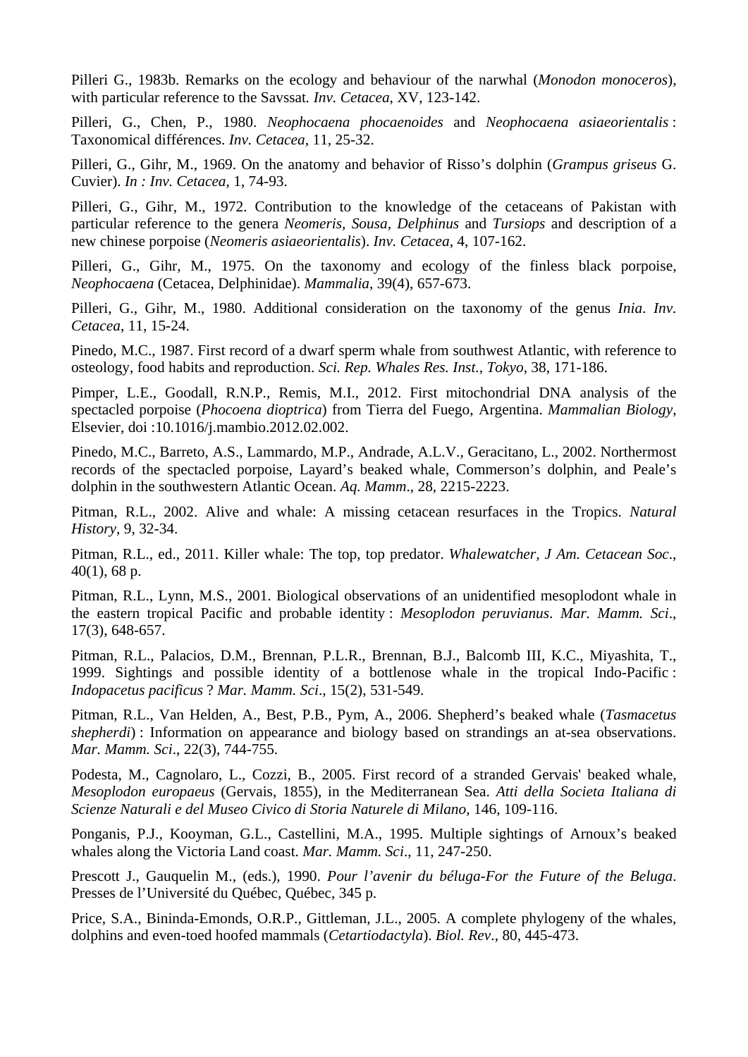Pilleri G., 1983b. Remarks on the ecology and behaviour of the narwhal (*Monodon monoceros*), with particular reference to the Savssat. *Inv. Cetacea*, XV, 123-142.

Pilleri, G., Chen, P., 1980. *Neophocaena phocaenoides* and *Neophocaena asiaeorientalis* : Taxonomical différences. *Inv. Cetacea*, 11, 25-32.

Pilleri, G., Gihr, M., 1969. On the anatomy and behavior of Risso's dolphin (*Grampus griseus* G. Cuvier). *In : Inv. Cetacea*, 1, 74-93.

Pilleri, G., Gihr, M., 1972. Contribution to the knowledge of the cetaceans of Pakistan with particular reference to the genera *Neomeris, Sousa, Delphinus* and *Tursiops* and description of a new chinese porpoise (*Neomeris asiaeorientalis*). *Inv. Cetacea*, 4, 107-162.

Pilleri, G., Gihr, M., 1975. On the taxonomy and ecology of the finless black porpoise, *Neophocaena* (Cetacea, Delphinidae). *Mammalia*, 39(4), 657-673.

Pilleri, G., Gihr, M., 1980. Additional consideration on the taxonomy of the genus *Inia*. *Inv. Cetacea*, 11, 15-24.

Pinedo, M.C., 1987. First record of a dwarf sperm whale from southwest Atlantic, with reference to osteology, food habits and reproduction. *Sci. Rep. Whales Res. Inst., Tokyo*, 38, 171-186.

Pimper, L.E., Goodall, R.N.P., Remis, M.I., 2012. First mitochondrial DNA analysis of the spectacled porpoise (*Phocoena dioptrica*) from Tierra del Fuego, Argentina. *Mammalian Biology*, Elsevier, doi :10.1016/j.mambio.2012.02.002.

Pinedo, M.C., Barreto, A.S., Lammardo, M.P., Andrade, A.L.V., Geracitano, L., 2002. Northermost records of the spectacled porpoise, Layard's beaked whale, Commerson's dolphin, and Peale's dolphin in the southwestern Atlantic Ocean. *Aq. Mamm*., 28, 2215-2223.

Pitman, R.L., 2002. Alive and whale: A missing cetacean resurfaces in the Tropics. *Natural History*, 9, 32-34.

Pitman, R.L., ed., 2011. Killer whale: The top, top predator. *Whalewatcher, J Am. Cetacean Soc*., 40(1), 68 p.

Pitman, R.L., Lynn, M.S., 2001. Biological observations of an unidentified mesoplodont whale in the eastern tropical Pacific and probable identity : *Mesoplodon peruvianus*. *Mar. Mamm. Sci*., 17(3), 648-657.

Pitman, R.L., Palacios, D.M., Brennan, P.L.R., Brennan, B.J., Balcomb III, K.C., Miyashita, T., 1999. Sightings and possible identity of a bottlenose whale in the tropical Indo-Pacific : *Indopacetus pacificus* ? *Mar. Mamm. Sci*., 15(2), 531-549.

Pitman, R.L., Van Helden, A., Best, P.B., Pym, A., 2006. Shepherd's beaked whale (*Tasmacetus shepherdi*) : Information on appearance and biology based on strandings an at-sea observations. *Mar. Mamm. Sci*., 22(3), 744-755.

Podesta, M., Cagnolaro, L., Cozzi, B., 2005. First record of a stranded Gervais' beaked whale, *Mesoplodon europaeus* (Gervais, 1855), in the Mediterranean Sea. *Atti della Societa Italiana di Scienze Naturali e del Museo Civico di Storia Naturele di Milano,* 146, 109-116.

Ponganis, P.J., Kooyman, G.L., Castellini, M.A., 1995. Multiple sightings of Arnoux's beaked whales along the Victoria Land coast. *Mar. Mamm. Sci*., 11, 247-250.

Prescott J., Gauquelin M., (eds.), 1990. *Pour l'avenir du béluga-For the Future of the Beluga*. Presses de l'Université du Québec, Québec, 345 p.

Price, S.A., Bininda-Emonds, O.R.P., Gittleman, J.L., 2005. A complete phylogeny of the whales, dolphins and even-toed hoofed mammals (*Cetartiodactyla*). *Biol. Rev*., 80, 445-473.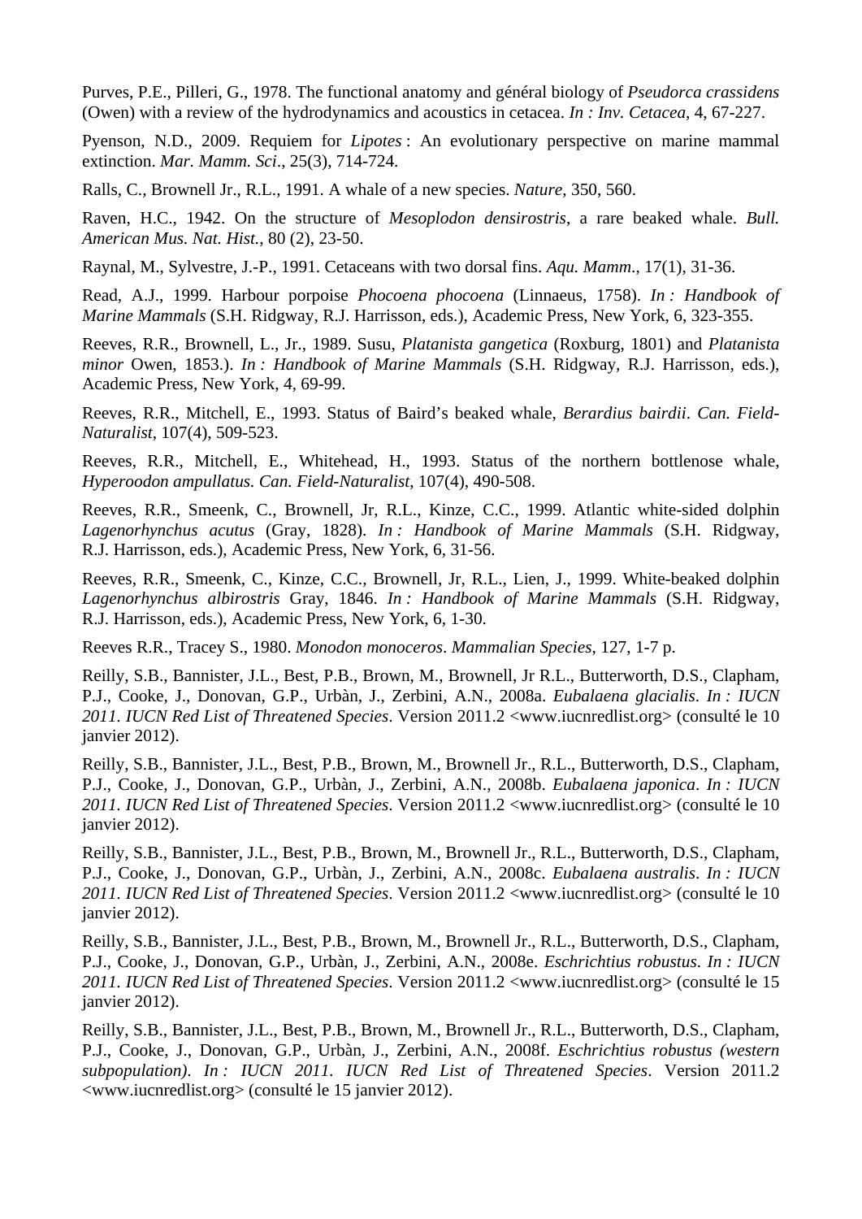Purves, P.E., Pilleri, G., 1978. The functional anatomy and général biology of *Pseudorca crassidens* (Owen) with a review of the hydrodynamics and acoustics in cetacea. *In : Inv. Cetacea*, 4, 67-227.

Pyenson, N.D., 2009. Requiem for *Lipotes* : An evolutionary perspective on marine mammal extinction. *Mar. Mamm. Sci*., 25(3), 714-724.

Ralls, C., Brownell Jr., R.L., 1991. A whale of a new species. *Nature*, 350, 560.

Raven, H.C., 1942. On the structure of *Mesoplodon densirostris*, a rare beaked whale. *Bull. American Mus. Nat. Hist.*, 80 (2), 23-50.

Raynal, M., Sylvestre, J.-P., 1991. Cetaceans with two dorsal fins. *Aqu. Mamm*., 17(1), 31-36.

Read, A.J., 1999. Harbour porpoise *Phocoena phocoena* (Linnaeus, 1758). *In : Handbook of Marine Mammals* (S.H. Ridgway, R.J. Harrisson, eds.), Academic Press, New York, 6, 323-355.

Reeves, R.R., Brownell, L., Jr., 1989. Susu, *Platanista gangetica* (Roxburg, 1801) and *Platanista minor* Owen, 1853.). *In : Handbook of Marine Mammals* (S.H. Ridgway, R.J. Harrisson, eds.), Academic Press, New York, 4, 69-99.

Reeves, R.R., Mitchell, E., 1993. Status of Baird's beaked whale, *Berardius bairdii*. *Can. Field-Naturalist*, 107(4), 509-523.

Reeves, R.R., Mitchell, E., Whitehead, H., 1993. Status of the northern bottlenose whale, *Hyperoodon ampullatus. Can. Field-Naturalist*, 107(4), 490-508.

Reeves, R.R., Smeenk, C., Brownell, Jr, R.L., Kinze, C.C., 1999. Atlantic white-sided dolphin *Lagenorhynchus acutus* (Gray, 1828). *In : Handbook of Marine Mammals* (S.H. Ridgway, R.J. Harrisson, eds.), Academic Press, New York, 6, 31-56.

Reeves, R.R., Smeenk, C., Kinze, C.C., Brownell, Jr, R.L., Lien, J., 1999. White-beaked dolphin *Lagenorhynchus albirostris* Gray, 1846. *In : Handbook of Marine Mammals* (S.H. Ridgway, R.J. Harrisson, eds.), Academic Press, New York, 6, 1-30.

Reeves R.R., Tracey S., 1980. *Monodon monoceros*. *Mammalian Species*, 127, 1-7 p.

Reilly, S.B., Bannister, J.L., Best, P.B., Brown, M., Brownell, Jr R.L., Butterworth, D.S., Clapham, P.J., Cooke, J., Donovan, G.P., Urbàn, J., Zerbini, A.N., 2008a. *Eubalaena glacialis*. *In : IUCN 2011. IUCN Red List of Threatened Species*. Version 2011.2 <www.iucnredlist.org> (consulté le 10 janvier 2012).

Reilly, S.B., Bannister, J.L., Best, P.B., Brown, M., Brownell Jr., R.L., Butterworth, D.S., Clapham, P.J., Cooke, J., Donovan, G.P., Urbàn, J., Zerbini, A.N., 2008b. *Eubalaena japonica*. *In : IUCN 2011. IUCN Red List of Threatened Species*. Version 2011.2 <www.iucnredlist.org> (consulté le 10 janvier 2012).

Reilly, S.B., Bannister, J.L., Best, P.B., Brown, M., Brownell Jr., R.L., Butterworth, D.S., Clapham, P.J., Cooke, J., Donovan, G.P., Urbàn, J., Zerbini, A.N., 2008c. *Eubalaena australis*. *In : IUCN 2011. IUCN Red List of Threatened Species*. Version 2011.2 <www.iucnredlist.org> (consulté le 10 janvier 2012).

Reilly, S.B., Bannister, J.L., Best, P.B., Brown, M., Brownell Jr., R.L., Butterworth, D.S., Clapham, P.J., Cooke, J., Donovan, G.P., Urbàn, J., Zerbini, A.N., 2008e. *Eschrichtius robustus*. *In : IUCN 2011. IUCN Red List of Threatened Species*. Version 2011.2 <www.iucnredlist.org> (consulté le 15 janvier 2012).

Reilly, S.B., Bannister, J.L., Best, P.B., Brown, M., Brownell Jr., R.L., Butterworth, D.S., Clapham, P.J., Cooke, J., Donovan, G.P., Urbàn, J., Zerbini, A.N., 2008f. *Eschrichtius robustus (western subpopulation)*. *In : IUCN 2011. IUCN Red List of Threatened Species*. Version 2011.2 <www.iucnredlist.org> (consulté le 15 janvier 2012).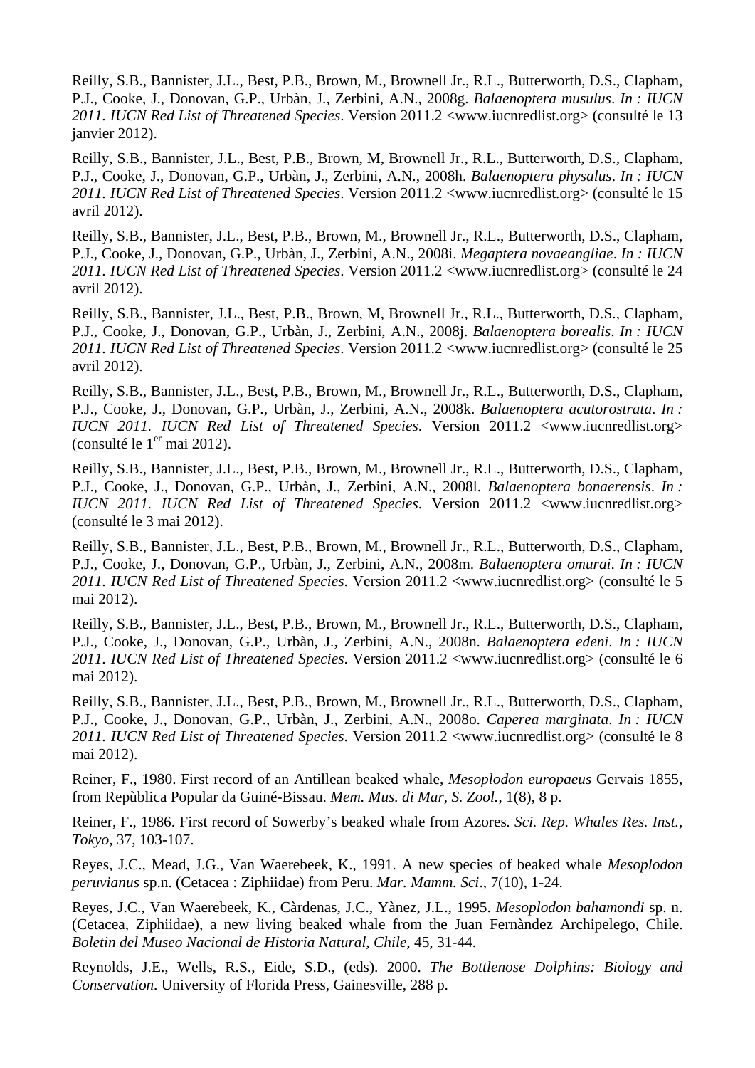Reilly, S.B., Bannister, J.L., Best, P.B., Brown, M., Brownell Jr., R.L., Butterworth, D.S., Clapham, P.J., Cooke, J., Donovan, G.P., Urbàn, J., Zerbini, A.N., 2008g. *Balaenoptera musulus*. *In : IUCN 2011. IUCN Red List of Threatened Species*. Version 2011.2 <www.iucnredlist.org> (consulté le 13 janvier 2012).

Reilly, S.B., Bannister, J.L., Best, P.B., Brown, M, Brownell Jr., R.L., Butterworth, D.S., Clapham, P.J., Cooke, J., Donovan, G.P., Urbàn, J., Zerbini, A.N., 2008h. *Balaenoptera physalus*. *In : IUCN 2011. IUCN Red List of Threatened Species*. Version 2011.2 <www.iucnredlist.org> (consulté le 15 avril 2012).

Reilly, S.B., Bannister, J.L., Best, P.B., Brown, M., Brownell Jr., R.L., Butterworth, D.S., Clapham, P.J., Cooke, J., Donovan, G.P., Urbàn, J., Zerbini, A.N., 2008i. *Megaptera novaeangliae*. *In : IUCN 2011. IUCN Red List of Threatened Species*. Version 2011.2 <www.iucnredlist.org> (consulté le 24 avril 2012).

Reilly, S.B., Bannister, J.L., Best, P.B., Brown, M, Brownell Jr., R.L., Butterworth, D.S., Clapham, P.J., Cooke, J., Donovan, G.P., Urbàn, J., Zerbini, A.N., 2008j. *Balaenoptera borealis*. *In : IUCN 2011. IUCN Red List of Threatened Species*. Version 2011.2 <www.iucnredlist.org> (consulté le 25 avril 2012).

Reilly, S.B., Bannister, J.L., Best, P.B., Brown, M., Brownell Jr., R.L., Butterworth, D.S., Clapham, P.J., Cooke, J., Donovan, G.P., Urbàn, J., Zerbini, A.N., 2008k. *Balaenoptera acutorostrata*. *In : IUCN 2011. IUCN Red List of Threatened Species*. Version 2011.2 <www.iucnredlist.org> (consulté le 1er mai 2012).

Reilly, S.B., Bannister, J.L., Best, P.B., Brown, M., Brownell Jr., R.L., Butterworth, D.S., Clapham, P.J., Cooke, J., Donovan, G.P., Urbàn, J., Zerbini, A.N., 2008l. *Balaenoptera bonaerensis*. *In : IUCN 2011. IUCN Red List of Threatened Species*. Version 2011.2 <www.iucnredlist.org> (consulté le 3 mai 2012).

Reilly, S.B., Bannister, J.L., Best, P.B., Brown, M., Brownell Jr., R.L., Butterworth, D.S., Clapham, P.J., Cooke, J., Donovan, G.P., Urbàn, J., Zerbini, A.N., 2008m. *Balaenoptera omurai*. *In : IUCN 2011. IUCN Red List of Threatened Species*. Version 2011.2 <www.iucnredlist.org> (consulté le 5 mai 2012).

Reilly, S.B., Bannister, J.L., Best, P.B., Brown, M., Brownell Jr., R.L., Butterworth, D.S., Clapham, P.J., Cooke, J., Donovan, G.P., Urbàn, J., Zerbini, A.N., 2008n. *Balaenoptera edeni*. *In : IUCN 2011. IUCN Red List of Threatened Species*. Version 2011.2 <www.iucnredlist.org> (consulté le 6 mai 2012).

Reilly, S.B., Bannister, J.L., Best, P.B., Brown, M., Brownell Jr., R.L., Butterworth, D.S., Clapham, P.J., Cooke, J., Donovan, G.P., Urbàn, J., Zerbini, A.N., 2008o. *Caperea marginata*. *In : IUCN 2011. IUCN Red List of Threatened Species*. Version 2011.2 <www.iucnredlist.org> (consulté le 8 mai 2012).

Reiner, F., 1980. First record of an Antillean beaked whale, *Mesoplodon europaeus* Gervais 1855, from Repùblica Popular da Guiné-Bissau. *Mem. Mus. di Mar, S. Zool.*, 1(8), 8 p.

Reiner, F., 1986. First record of Sowerby's beaked whale from Azores*. Sci. Rep. Whales Res. Inst., Tokyo*, 37, 103-107.

Reyes, J.C., Mead, J.G., Van Waerebeek, K., 1991. A new species of beaked whale *Mesoplodon peruvianus* sp.n. (Cetacea : Ziphiidae) from Peru. *Mar. Mamm. Sci*., 7(10), 1-24.

Reyes, J.C., Van Waerebeek, K., Càrdenas, J.C., Yànez, J.L., 1995. *Mesoplodon bahamondi* sp. n. (Cetacea, Ziphiidae), a new living beaked whale from the Juan Fernàndez Archipelego, Chile. *Boletin del Museo Nacional de Historia Natural, Chile*, 45, 31-44.

Reynolds, J.E., Wells, R.S., Eide, S.D., (eds). 2000. *The Bottlenose Dolphins: Biology and Conservation*. University of Florida Press, Gainesville, 288 p.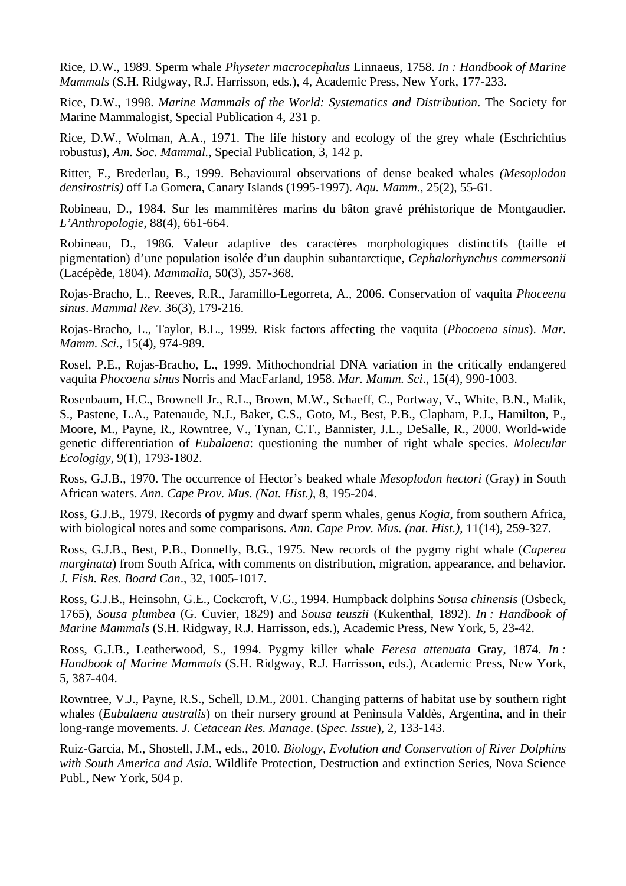Rice, D.W., 1989. Sperm whale *Physeter macrocephalus* Linnaeus, 1758. *In : Handbook of Marine Mammals* (S.H. Ridgway, R.J. Harrisson, eds.), 4, Academic Press, New York, 177-233.

Rice, D.W., 1998. *Marine Mammals of the World: Systematics and Distribution*. The Society for Marine Mammalogist, Special Publication 4, 231 p.

Rice, D.W., Wolman, A.A., 1971. The life history and ecology of the grey whale (Eschrichtius robustus), *Am. Soc. Mammal.*, Special Publication, 3, 142 p.

Ritter, F., Brederlau, B., 1999. Behavioural observations of dense beaked whales *(Mesoplodon densirostris)* off La Gomera, Canary Islands (1995-1997). *Aqu. Mamm*., 25(2), 55-61.

Robineau, D., 1984. Sur les mammifères marins du bâton gravé préhistorique de Montgaudier. *L'Anthropologie*, 88(4), 661-664.

Robineau, D., 1986. Valeur adaptive des caractères morphologiques distinctifs (taille et pigmentation) d'une population isolée d'un dauphin subantarctique, *Cephalorhynchus commersonii* (Lacépède, 1804). *Mammalia*, 50(3), 357-368.

Rojas-Bracho, L., Reeves, R.R., Jaramillo-Legorreta, A., 2006. Conservation of vaquita *Phoceena sinus*. *Mammal Rev*. 36(3), 179-216.

Rojas-Bracho, L., Taylor, B.L., 1999. Risk factors affecting the vaquita (*Phocoena sinus*). *Mar. Mamm. Sci.*, 15(4), 974-989.

Rosel, P.E., Rojas-Bracho, L., 1999. Mithochondrial DNA variation in the critically endangered vaquita *Phocoena sinus* Norris and MacFarland, 1958. *Mar. Mamm. Sci*., 15(4), 990-1003.

Rosenbaum, H.C., Brownell Jr., R.L., Brown, M.W., Schaeff, C., Portway, V., White, B.N., Malik, S., Pastene, L.A., Patenaude, N.J., Baker, C.S., Goto, M., Best, P.B., Clapham, P.J., Hamilton, P., Moore, M., Payne, R., Rowntree, V., Tynan, C.T., Bannister, J.L., DeSalle, R., 2000. World-wide genetic differentiation of *Eubalaena*: questioning the number of right whale species. *Molecular Ecologigy*, 9(1), 1793-1802.

Ross, G.J.B., 1970. The occurrence of Hector's beaked whale *Mesoplodon hectori* (Gray) in South African waters. *Ann. Cape Prov. Mus. (Nat. Hist.)*, 8, 195-204.

Ross, G.J.B., 1979. Records of pygmy and dwarf sperm whales, genus *Kogia*, from southern Africa, with biological notes and some comparisons. *Ann. Cape Prov. Mus. (nat. Hist.)*, 11(14), 259-327.

Ross, G.J.B., Best, P.B., Donnelly, B.G., 1975. New records of the pygmy right whale (*Caperea marginata*) from South Africa, with comments on distribution, migration, appearance, and behavior. *J. Fish. Res. Board Can*., 32, 1005-1017.

Ross, G.J.B., Heinsohn, G.E., Cockcroft, V.G., 1994. Humpback dolphins *Sousa chinensis* (Osbeck, 1765), *Sousa plumbea* (G. Cuvier, 1829) and *Sousa teuszii* (Kukenthal, 1892). *In : Handbook of Marine Mammals* (S.H. Ridgway, R.J. Harrisson, eds.), Academic Press, New York, 5, 23-42.

Ross, G.J.B., Leatherwood, S., 1994. Pygmy killer whale *Feresa attenuata* Gray, 1874. *In : Handbook of Marine Mammals* (S.H. Ridgway, R.J. Harrisson, eds.), Academic Press, New York, 5, 387-404.

Rowntree, V.J., Payne, R.S., Schell, D.M., 2001. Changing patterns of habitat use by southern right whales (*Eubalaena australis*) on their nursery ground at Penìnsula Valdès, Argentina, and in their long-range movements*. J. Cetacean Res. Manage*. (*Spec. Issue*), 2, 133-143.

Ruiz-Garcia, M., Shostell, J.M., eds., 2010. *Biology, Evolution and Conservation of River Dolphins with South America and Asia*. Wildlife Protection, Destruction and extinction Series, Nova Science Publ., New York, 504 p.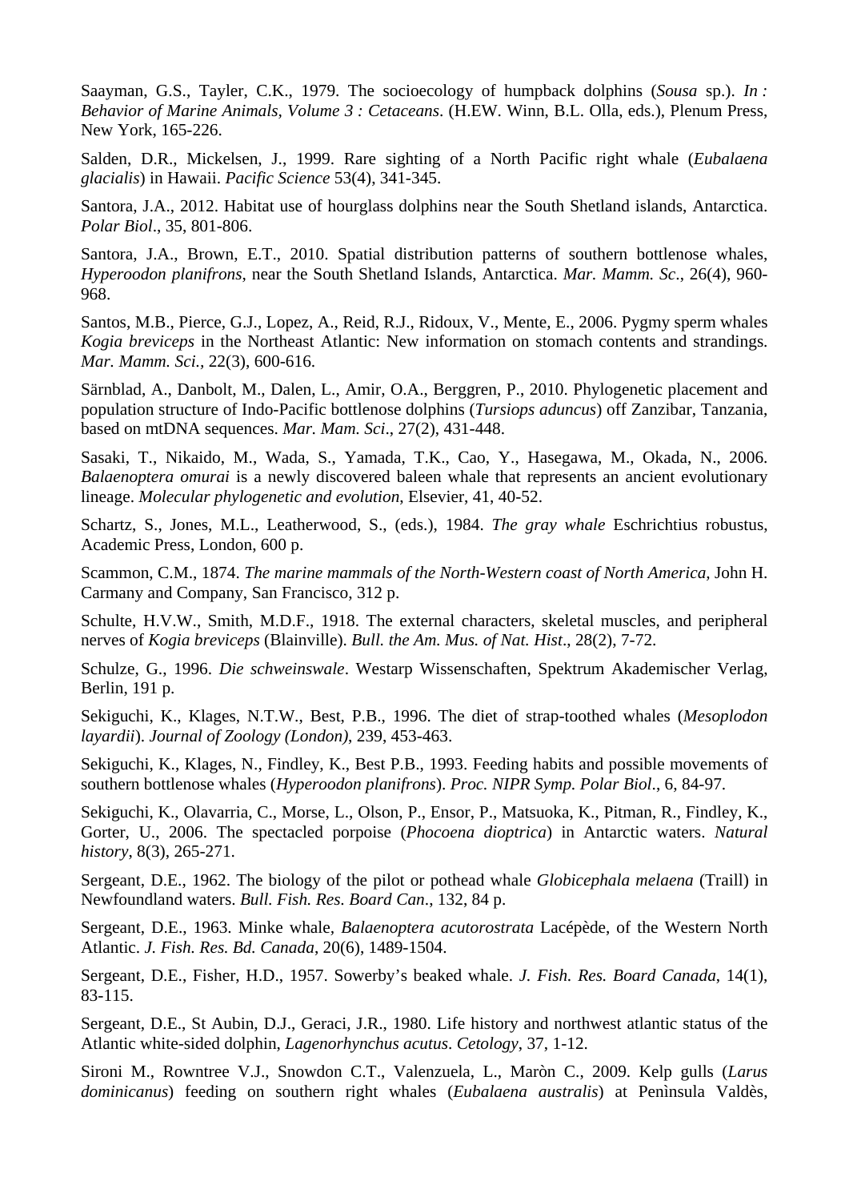Saayman, G.S., Tayler, C.K., 1979. The socioecology of humpback dolphins (*Sousa* sp.). *In : Behavior of Marine Animals, Volume 3 : Cetaceans*. (H.EW. Winn, B.L. Olla, eds.), Plenum Press, New York, 165-226.

Salden, D.R., Mickelsen, J., 1999. Rare sighting of a North Pacific right whale (*Eubalaena glacialis*) in Hawaii. *Pacific Science* 53(4), 341-345.

Santora, J.A., 2012. Habitat use of hourglass dolphins near the South Shetland islands, Antarctica. *Polar Biol*., 35, 801-806.

Santora, J.A., Brown, E.T., 2010. Spatial distribution patterns of southern bottlenose whales, *Hyperoodon planifrons*, near the South Shetland Islands, Antarctica. *Mar. Mamm. Sc*., 26(4), 960-968.

Santos, M.B., Pierce, G.J., Lopez, A., Reid, R.J., Ridoux, V., Mente, E., 2006. Pygmy sperm whales *Kogia breviceps* in the Northeast Atlantic: New information on stomach contents and strandings. *Mar. Mamm. Sci.*, 22(3), 600-616.

Särnblad, A., Danbolt, M., Dalen, L., Amir, O.A., Berggren, P., 2010. Phylogenetic placement and population structure of Indo-Pacific bottlenose dolphins (*Tursiops aduncus*) off Zanzibar, Tanzania, based on mtDNA sequences. *Mar. Mam. Sci*., 27(2), 431-448.

Sasaki, T., Nikaido, M., Wada, S., Yamada, T.K., Cao, Y., Hasegawa, M., Okada, N., 2006. *Balaenoptera omurai* is a newly discovered baleen whale that represents an ancient evolutionary lineage. *Molecular phylogenetic and evolution*, Elsevier, 41, 40-52.

Schartz, S., Jones, M.L., Leatherwood, S., (eds.), 1984. *The gray whale* Eschrichtius robustus, Academic Press, London, 600 p.

Scammon, C.M., 1874. *The marine mammals of the North-Western coast of North America*, John H. Carmany and Company, San Francisco, 312 p.

Schulte, H.V.W., Smith, M.D.F., 1918. The external characters, skeletal muscles, and peripheral nerves of *Kogia breviceps* (Blainville). *Bull. the Am. Mus. of Nat. Hist*., 28(2), 7-72.

Schulze, G., 1996. *Die schweinswale*. Westarp Wissenschaften, Spektrum Akademischer Verlag, Berlin, 191 p.

Sekiguchi, K., Klages, N.T.W., Best, P.B., 1996. The diet of strap-toothed whales (*Mesoplodon layardii*). *Journal of Zoology (London)*, 239, 453-463.

Sekiguchi, K., Klages, N., Findley, K., Best P.B., 1993. Feeding habits and possible movements of southern bottlenose whales (*Hyperoodon planifrons*). *Proc. NIPR Symp. Polar Biol*., 6, 84-97.

Sekiguchi, K., Olavarria, C., Morse, L., Olson, P., Ensor, P., Matsuoka, K., Pitman, R., Findley, K., Gorter, U., 2006. The spectacled porpoise (*Phocoena dioptrica*) in Antarctic waters. *Natural history*, 8(3), 265-271.

Sergeant, D.E., 1962. The biology of the pilot or pothead whale *Globicephala melaena* (Traill) in Newfoundland waters. *Bull. Fish. Res. Board Can*., 132, 84 p.

Sergeant, D.E., 1963. Minke whale, *Balaenoptera acutorostrata* Lacépède, of the Western North Atlantic. *J. Fish. Res. Bd. Canada*, 20(6), 1489-1504.

Sergeant, D.E., Fisher, H.D., 1957. Sowerby's beaked whale. *J. Fish. Res. Board Canada*, 14(1), 83-115.

Sergeant, D.E., St Aubin, D.J., Geraci, J.R., 1980. Life history and northwest atlantic status of the Atlantic white-sided dolphin, *Lagenorhynchus acutus*. *Cetology*, 37, 1-12.

Sironi M., Rowntree V.J., Snowdon C.T., Valenzuela, L., Maròn C., 2009. Kelp gulls (*Larus dominicanus*) feeding on southern right whales (*Eubalaena australis*) at Penìnsula Valdès,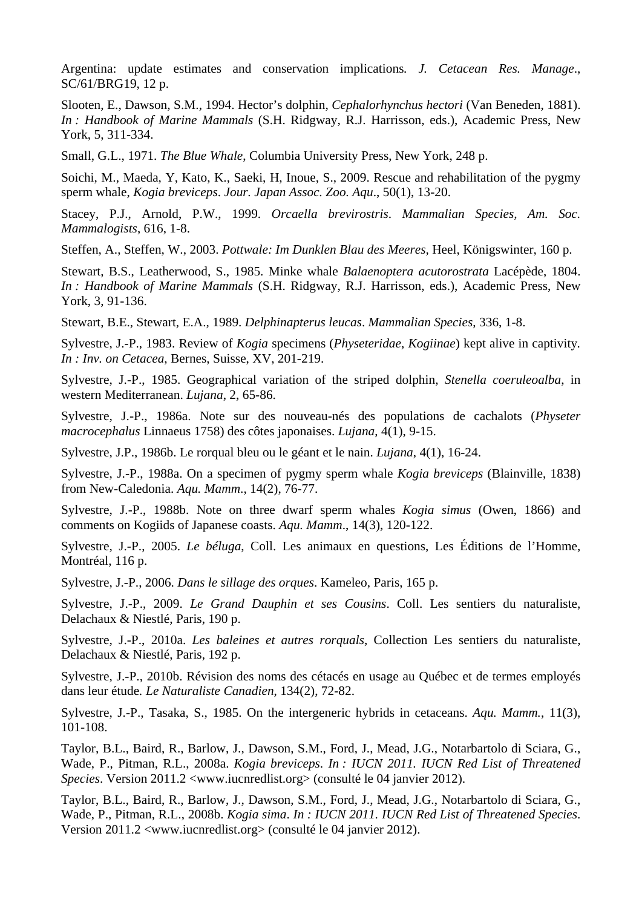Argentina: update estimates and conservation implications. *J. Cetacean Res. Manage*., SC/61/BRG19, 12 p.

Slooten, E., Dawson, S.M., 1994. Hector's dolphin, *Cephalorhynchus hectori* (Van Beneden, 1881). *In : Handbook of Marine Mammals* (S.H. Ridgway, R.J. Harrisson, eds.), Academic Press, New York, 5, 311-334.

Small, G.L., 1971. *The Blue Whale*, Columbia University Press, New York, 248 p.

Soichi, M., Maeda, Y, Kato, K., Saeki, H, Inoue, S., 2009. Rescue and rehabilitation of the pygmy sperm whale, *Kogia breviceps*. *Jour. Japan Assoc. Zoo. Aqu*., 50(1), 13-20.

Stacey, P.J., Arnold, P.W., 1999. *Orcaella brevirostris*. *Mammalian Species, Am. Soc. Mammalogists*, 616, 1-8.

Steffen, A., Steffen, W., 2003. *Pottwale: Im Dunklen Blau des Meeres*, Heel, Königswinter, 160 p.

Stewart, B.S., Leatherwood, S., 1985. Minke whale *Balaenoptera acutorostrata* Lacépède, 1804. *In : Handbook of Marine Mammals* (S.H. Ridgway, R.J. Harrisson, eds.), Academic Press, New York, 3, 91-136.

Stewart, B.E., Stewart, E.A., 1989. *Delphinapterus leucas*. *Mammalian Species*, 336, 1-8.

Sylvestre, J.-P., 1983. Review of *Kogia* specimens (*Physeteridae*, *Kogiinae*) kept alive in captivity. *In : Inv. on Cetacea*, Bernes, Suisse, XV, 201-219.

Sylvestre, J.-P., 1985. Geographical variation of the striped dolphin, *Stenella coeruleoalba*, in western Mediterranean. *Lujana*, 2, 65-86.

Sylvestre, J.-P., 1986a. Note sur des nouveau-nés des populations de cachalots (*Physeter macrocephalus* Linnaeus 1758) des côtes japonaises. *Lujana*, 4(1), 9-15.

Sylvestre, J.P., 1986b. Le rorqual bleu ou le géant et le nain. *Lujana*, 4(1), 16-24.

Sylvestre, J.-P., 1988a. On a specimen of pygmy sperm whale *Kogia breviceps* (Blainville, 1838) from New-Caledonia. *Aqu. Mamm*., 14(2), 76-77.

Sylvestre, J.-P., 1988b. Note on three dwarf sperm whales *Kogia simus* (Owen, 1866) and comments on Kogiids of Japanese coasts. *Aqu. Mamm*., 14(3), 120-122.

Sylvestre, J.-P., 2005. *Le béluga*, Coll. Les animaux en questions, Les Éditions de l'Homme, Montréal, 116 p.

Sylvestre, J.-P., 2006. *Dans le sillage des orques*. Kameleo, Paris, 165 p.

Sylvestre, J.-P., 2009. *Le Grand Dauphin et ses Cousins*. Coll. Les sentiers du naturaliste, Delachaux & Niestlé, Paris, 190 p.

Sylvestre, J.-P., 2010a. *Les baleines et autres rorquals*, Collection Les sentiers du naturaliste, Delachaux & Niestlé, Paris, 192 p.

Sylvestre, J.-P., 2010b. Révision des noms des cétacés en usage au Québec et de termes employés dans leur étude. *Le Naturaliste Canadien*, 134(2), 72-82.

Sylvestre, J.-P., Tasaka, S., 1985. On the intergeneric hybrids in cetaceans. *Aqu. Mamm.*, 11(3), 101-108.

Taylor, B.L., Baird, R., Barlow, J., Dawson, S.M., Ford, J., Mead, J.G., Notarbartolo di Sciara, G., Wade, P., Pitman, R.L., 2008a. *Kogia breviceps*. *In : IUCN 2011. IUCN Red List of Threatened Species*. Version 2011.2 <www.iucnredlist.org> (consulté le 04 janvier 2012).

Taylor, B.L., Baird, R., Barlow, J., Dawson, S.M., Ford, J., Mead, J.G., Notarbartolo di Sciara, G., Wade, P., Pitman, R.L., 2008b. *Kogia sima*. *In : IUCN 2011. IUCN Red List of Threatened Species*. Version 2011.2 <www.iucnredlist.org> (consulté le 04 janvier 2012).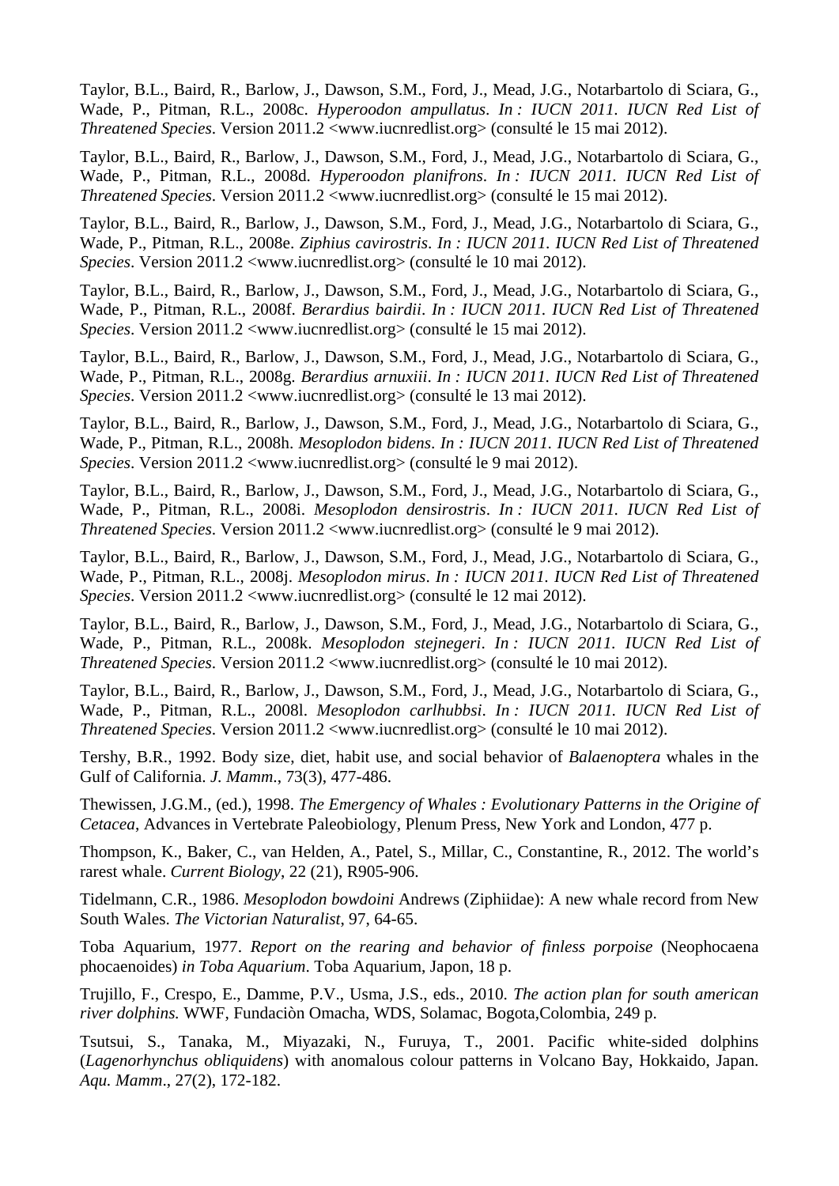Taylor, B.L., Baird, R., Barlow, J., Dawson, S.M., Ford, J., Mead, J.G., Notarbartolo di Sciara, G., Wade, P., Pitman, R.L., 2008c. *Hyperoodon ampullatus*. *In : IUCN 2011. IUCN Red List of Threatened Species*. Version 2011.2 <www.iucnredlist.org> (consulté le 15 mai 2012).

Taylor, B.L., Baird, R., Barlow, J., Dawson, S.M., Ford, J., Mead, J.G., Notarbartolo di Sciara, G., Wade, P., Pitman, R.L., 2008d. *Hyperoodon planifrons*. *In : IUCN 2011. IUCN Red List of Threatened Species*. Version 2011.2 <www.iucnredlist.org> (consulté le 15 mai 2012).

Taylor, B.L., Baird, R., Barlow, J., Dawson, S.M., Ford, J., Mead, J.G., Notarbartolo di Sciara, G., Wade, P., Pitman, R.L., 2008e. *Ziphius cavirostris*. *In : IUCN 2011. IUCN Red List of Threatened Species*. Version 2011.2 <www.iucnredlist.org> (consulté le 10 mai 2012).

Taylor, B.L., Baird, R., Barlow, J., Dawson, S.M., Ford, J., Mead, J.G., Notarbartolo di Sciara, G., Wade, P., Pitman, R.L., 2008f. *Berardius bairdii*. *In : IUCN 2011. IUCN Red List of Threatened Species*. Version 2011.2 <www.iucnredlist.org> (consulté le 15 mai 2012).

Taylor, B.L., Baird, R., Barlow, J., Dawson, S.M., Ford, J., Mead, J.G., Notarbartolo di Sciara, G., Wade, P., Pitman, R.L., 2008g. *Berardius arnuxiii*. *In : IUCN 2011. IUCN Red List of Threatened Species*. Version 2011.2 <www.iucnredlist.org> (consulté le 13 mai 2012).

Taylor, B.L., Baird, R., Barlow, J., Dawson, S.M., Ford, J., Mead, J.G., Notarbartolo di Sciara, G., Wade, P., Pitman, R.L., 2008h. *Mesoplodon bidens*. *In : IUCN 2011. IUCN Red List of Threatened Species*. Version 2011.2 <www.iucnredlist.org> (consulté le 9 mai 2012).

Taylor, B.L., Baird, R., Barlow, J., Dawson, S.M., Ford, J., Mead, J.G., Notarbartolo di Sciara, G., Wade, P., Pitman, R.L., 2008i. *Mesoplodon densirostris*. *In : IUCN 2011. IUCN Red List of Threatened Species*. Version 2011.2 <www.iucnredlist.org> (consulté le 9 mai 2012).

Taylor, B.L., Baird, R., Barlow, J., Dawson, S.M., Ford, J., Mead, J.G., Notarbartolo di Sciara, G., Wade, P., Pitman, R.L., 2008j. *Mesoplodon mirus*. *In : IUCN 2011. IUCN Red List of Threatened Species*. Version 2011.2 <www.iucnredlist.org> (consulté le 12 mai 2012).

Taylor, B.L., Baird, R., Barlow, J., Dawson, S.M., Ford, J., Mead, J.G., Notarbartolo di Sciara, G., Wade, P., Pitman, R.L., 2008k. *Mesoplodon stejnegeri*. *In : IUCN 2011. IUCN Red List of Threatened Species*. Version 2011.2 <www.iucnredlist.org> (consulté le 10 mai 2012).

Taylor, B.L., Baird, R., Barlow, J., Dawson, S.M., Ford, J., Mead, J.G., Notarbartolo di Sciara, G., Wade, P., Pitman, R.L., 2008l. *Mesoplodon carlhubbsi*. *In : IUCN 2011. IUCN Red List of Threatened Species*. Version 2011.2 <www.iucnredlist.org> (consulté le 10 mai 2012).

Tershy, B.R., 1992. Body size, diet, habit use, and social behavior of *Balaenoptera* whales in the Gulf of California. *J. Mamm*., 73(3), 477-486.

Thewissen, J.G.M., (ed.), 1998. *The Emergency of Whales : Evolutionary Patterns in the Origine of Cetacea*, Advances in Vertebrate Paleobiology, Plenum Press, New York and London, 477 p.

Thompson, K., Baker, C., van Helden, A., Patel, S., Millar, C., Constantine, R., 2012. The world's rarest whale. *Current Biology*, 22 (21), R905-906.

Tidelmann, C.R., 1986. *Mesoplodon bowdoini* Andrews (Ziphiidae): A new whale record from New South Wales. *The Victorian Naturalist*, 97, 64-65.

Toba Aquarium, 1977. *Report on the rearing and behavior of finless porpoise* (Neophocaena phocaenoides) *in Toba Aquarium*. Toba Aquarium, Japon, 18 p.

Trujillo, F., Crespo, E., Damme, P.V., Usma, J.S., eds., 2010. *The action plan for south american river dolphins.* WWF, Fundaciòn Omacha, WDS, Solamac, Bogota,Colombia, 249 p.

Tsutsui, S., Tanaka, M., Miyazaki, N., Furuya, T., 2001. Pacific white-sided dolphins (*Lagenorhynchus obliquidens*) with anomalous colour patterns in Volcano Bay, Hokkaido, Japan. *Aqu. Mamm*., 27(2), 172-182.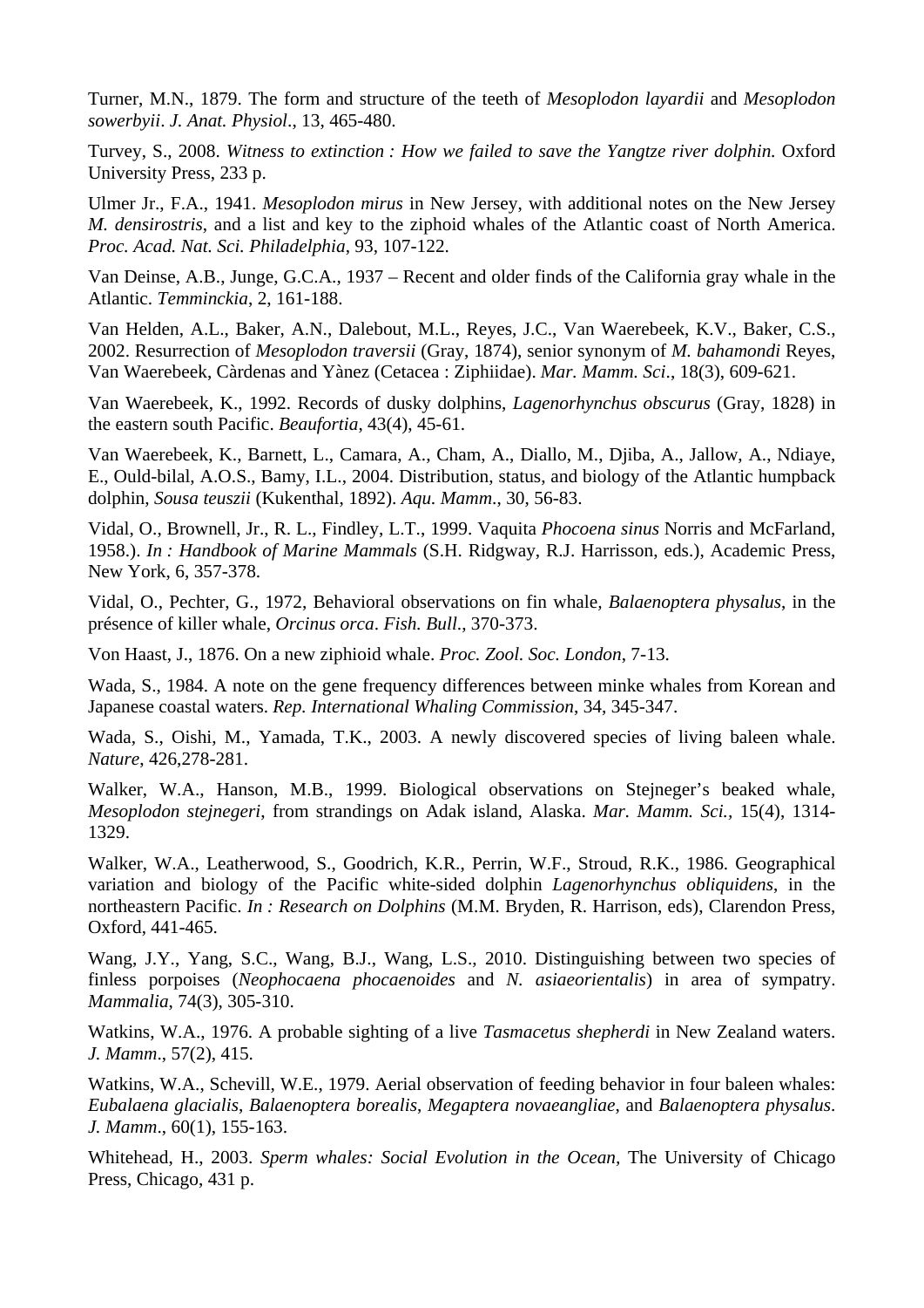Turner, M.N., 1879. The form and structure of the teeth of *Mesoplodon layardii* and *Mesoplodon sowerbyii*. *J. Anat. Physiol*., 13, 465-480.

Turvey, S., 2008. *Witness to extinction : How we failed to save the Yangtze river dolphin.* Oxford University Press, 233 p.

Ulmer Jr., F.A., 1941. *Mesoplodon mirus* in New Jersey, with additional notes on the New Jersey *M. densirostris*, and a list and key to the ziphoid whales of the Atlantic coast of North America. *Proc. Acad. Nat. Sci. Philadelphia*, 93, 107-122.

Van Deinse, A.B., Junge, G.C.A., 1937 – Recent and older finds of the California gray whale in the Atlantic. *Temminckia*, 2, 161-188.

Van Helden, A.L., Baker, A.N., Dalebout, M.L., Reyes, J.C., Van Waerebeek, K.V., Baker, C.S., 2002. Resurrection of *Mesoplodon traversii* (Gray, 1874), senior synonym of *M. bahamondi* Reyes, Van Waerebeek, Càrdenas and Yànez (Cetacea : Ziphiidae). *Mar. Mamm. Sci*., 18(3), 609-621.

Van Waerebeek, K., 1992. Records of dusky dolphins, *Lagenorhynchus obscurus* (Gray, 1828) in the eastern south Pacific. *Beaufortia*, 43(4), 45-61.

Van Waerebeek, K., Barnett, L., Camara, A., Cham, A., Diallo, M., Djiba, A., Jallow, A., Ndiaye, E., Ould-bilal, A.O.S., Bamy, I.L., 2004. Distribution, status, and biology of the Atlantic humpback dolphin, *Sousa teuszii* (Kukenthal, 1892). *Aqu. Mamm*., 30, 56-83.

Vidal, O., Brownell, Jr., R. L., Findley, L.T., 1999. Vaquita *Phocoena sinus* Norris and McFarland, 1958.). *In : Handbook of Marine Mammals* (S.H. Ridgway, R.J. Harrisson, eds.), Academic Press, New York, 6, 357-378.

Vidal, O., Pechter, G., 1972, Behavioral observations on fin whale, *Balaenoptera physalus*, in the présence of killer whale, *Orcinus orca*. *Fish. Bull*., 370-373.

Von Haast, J., 1876. On a new ziphioid whale. *Proc. Zool. Soc. London*, 7-13.

Wada, S., 1984. A note on the gene frequency differences between minke whales from Korean and Japanese coastal waters. *Rep. International Whaling Commission*, 34, 345-347.

Wada, S., Oishi, M., Yamada, T.K., 2003. A newly discovered species of living baleen whale. *Nature*, 426,278-281.

Walker, W.A., Hanson, M.B., 1999. Biological observations on Stejneger's beaked whale, *Mesoplodon stejnegeri*, from strandings on Adak island, Alaska. *Mar. Mamm. Sci.*, 15(4), 1314-1329.

Walker, W.A., Leatherwood, S., Goodrich, K.R., Perrin, W.F., Stroud, R.K., 1986. Geographical variation and biology of the Pacific white-sided dolphin *Lagenorhynchus obliquidens*, in the northeastern Pacific. *In : Research on Dolphins* (M.M. Bryden, R. Harrison, eds), Clarendon Press, Oxford, 441-465.

Wang, J.Y., Yang, S.C., Wang, B.J., Wang, L.S., 2010. Distinguishing between two species of finless porpoises (*Neophocaena phocaenoides* and *N. asiaeorientalis*) in area of sympatry. *Mammalia*, 74(3), 305-310.

Watkins, W.A., 1976. A probable sighting of a live *Tasmacetus shepherdi* in New Zealand waters. *J. Mamm*., 57(2), 415.

Watkins, W.A., Schevill, W.E., 1979. Aerial observation of feeding behavior in four baleen whales: *Eubalaena glacialis*, *Balaenoptera borealis*, *Megaptera novaeangliae*, and *Balaenoptera physalus*. *J. Mamm*., 60(1), 155-163.

Whitehead, H., 2003. *Sperm whales: Social Evolution in the Ocean,* The University of Chicago Press, Chicago, 431 p.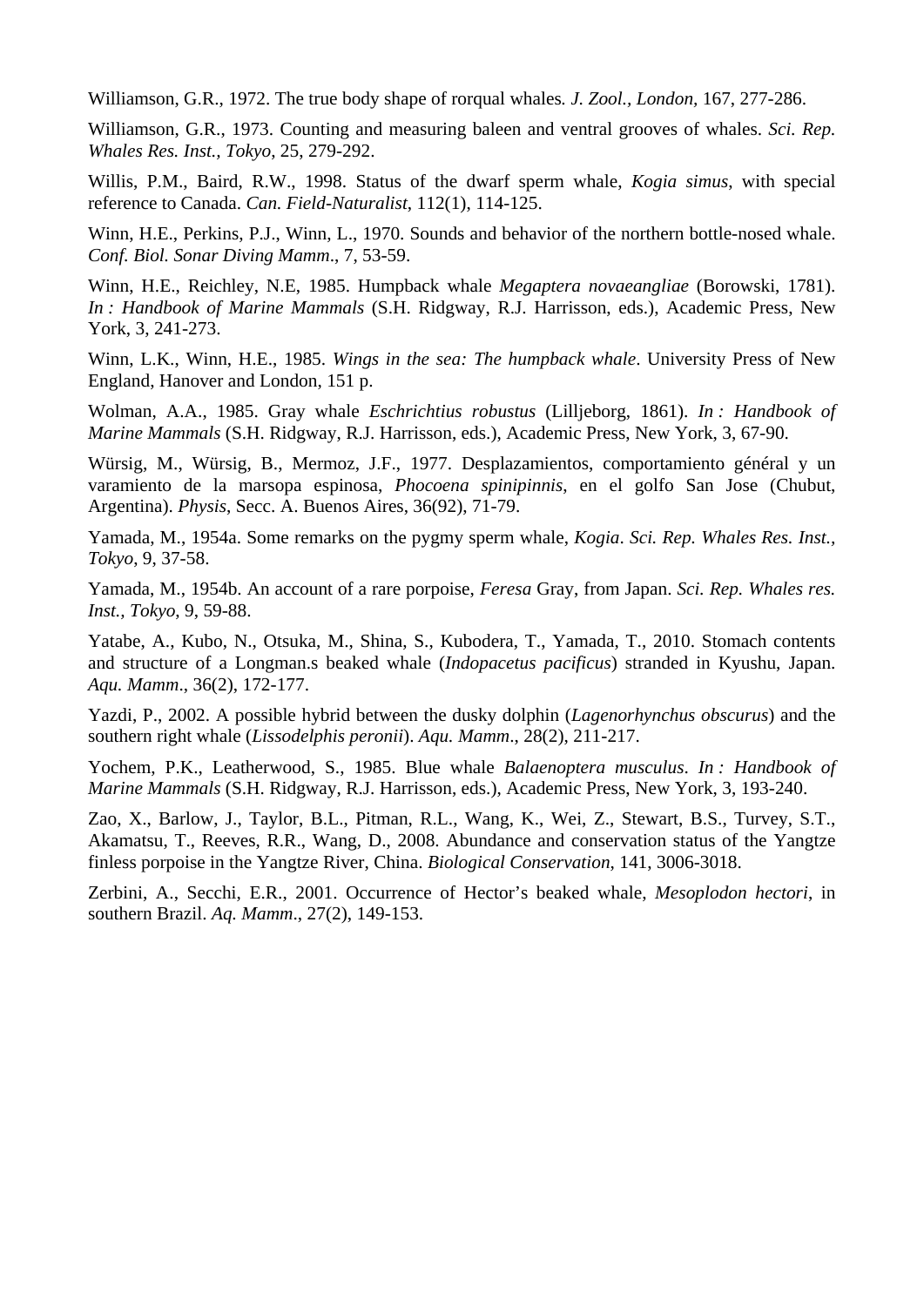Williamson, G.R., 1972. The true body shape of rorqual whales. *J. Zool., London*, 167, 277-286.

Williamson, G.R., 1973. Counting and measuring baleen and ventral grooves of whales. *Sci. Rep. Whales Res. Inst., Tokyo*, 25, 279-292.

Willis, P.M., Baird, R.W., 1998. Status of the dwarf sperm whale, *Kogia simus*, with special reference to Canada. *Can. Field-Naturalist*, 112(1), 114-125.

Winn, H.E., Perkins, P.J., Winn, L., 1970. Sounds and behavior of the northern bottle-nosed whale. *Conf. Biol. Sonar Diving Mamm*., 7, 53-59.

Winn, H.E., Reichley, N.E, 1985. Humpback whale *Megaptera novaeangliae* (Borowski, 1781). *In : Handbook of Marine Mammals* (S.H. Ridgway, R.J. Harrisson, eds.), Academic Press, New York, 3, 241-273.

Winn, L.K., Winn, H.E., 1985. *Wings in the sea: The humpback whale*. University Press of New England, Hanover and London, 151 p.

Wolman, A.A., 1985. Gray whale *Eschrichtius robustus* (Lilljeborg, 1861). *In : Handbook of Marine Mammals* (S.H. Ridgway, R.J. Harrisson, eds.), Academic Press, New York, 3, 67-90.

Würsig, M., Würsig, B., Mermoz, J.F., 1977. Desplazamientos, comportamiento général y un varamiento de la marsopa espinosa, *Phocoena spinipinnis*, en el golfo San Jose (Chubut, Argentina). *Physis*, Secc. A. Buenos Aires, 36(92), 71-79.

Yamada, M., 1954a. Some remarks on the pygmy sperm whale, *Kogia*. *Sci. Rep. Whales Res. Inst., Tokyo*, 9, 37-58.

Yamada, M., 1954b. An account of a rare porpoise, *Feresa* Gray, from Japan. *Sci. Rep. Whales res. Inst., Tokyo*, 9, 59-88.

Yatabe, A., Kubo, N., Otsuka, M., Shina, S., Kubodera, T., Yamada, T., 2010. Stomach contents and structure of a Longman.s beaked whale (*Indopacetus pacificus*) stranded in Kyushu, Japan. *Aqu. Mamm*., 36(2), 172-177.

Yazdi, P., 2002. A possible hybrid between the dusky dolphin (*Lagenorhynchus obscurus*) and the southern right whale (*Lissodelphis peronii*). *Aqu. Mamm*., 28(2), 211-217.

Yochem, P.K., Leatherwood, S., 1985. Blue whale *Balaenoptera musculus*. *In : Handbook of Marine Mammals* (S.H. Ridgway, R.J. Harrisson, eds.), Academic Press, New York, 3, 193-240.

Zao, X., Barlow, J., Taylor, B.L., Pitman, R.L., Wang, K., Wei, Z., Stewart, B.S., Turvey, S.T., Akamatsu, T., Reeves, R.R., Wang, D., 2008. Abundance and conservation status of the Yangtze finless porpoise in the Yangtze River, China. *Biological Conservation*, 141, 3006-3018.

Zerbini, A., Secchi, E.R., 2001. Occurrence of Hector's beaked whale, *Mesoplodon hectori*, in southern Brazil. *Aq. Mamm*., 27(2), 149-153.